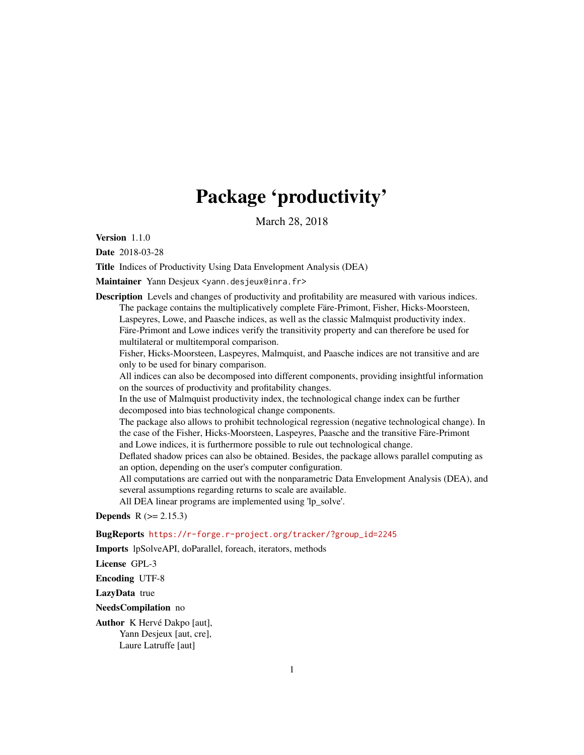# Package 'productivity'

March 28, 2018

**Version** 1.1.0

**Date** 2018-03-28

**Title** Indices of Productivity Using Data Envelopment Analysis (DEA)

**Maintainer** Yann Desjeux <yann.desjeux@inra.fr>

**Description** Levels and changes of productivity and profitability are measured with various indices. The package contains the multiplicatively complete Färe-Primont, Fisher, Hicks-Moorsteen, Laspeyres, Lowe, and Paasche indices, as well as the classic Malmquist productivity index. Färe-Primont and Lowe indices verify the transitivity property and can therefore be used for multilateral or multitemporal comparison.
Fisher, Hicks-Moorsteen, Laspeyres, Malmquist, and Paasche indices are not transitive and are only to be used for binary comparison.
All indices can also be decomposed into different components, providing insightful information on the sources of productivity and profitability changes.
In the use of Malmquist productivity index, the technological change index can be further decomposed into bias technological change components.
The package also allows to prohibit technological regression (negative technological change). In the case of the Fisher, Hicks-Moorsteen, Laspeyres, Paasche and the transitive Färe-Primont and Lowe indices, it is furthermore possible to rule out technological change.
Deflated shadow prices can also be obtained. Besides, the package allows parallel computing as an option, depending on the user's computer configuration.
All computations are carried out with the nonparametric Data Envelopment Analysis (DEA), and several assumptions regarding returns to scale are available.
All DEA linear programs are implemented using 'lp_solve'.

**Depends** R (>= 2.15.3)

**BugReports** https://r-forge.r-project.org/tracker/?group_id=2245

**Imports** lpSolveAPI, doParallel, foreach, iterators, methods

**License** GPL-3

**Encoding** UTF-8

**LazyData** true

**NeedsCompilation** no

**Author** K Hervé Dakpo [aut],
Yann Desjeux [aut, cre],
Laure Latruffe [aut]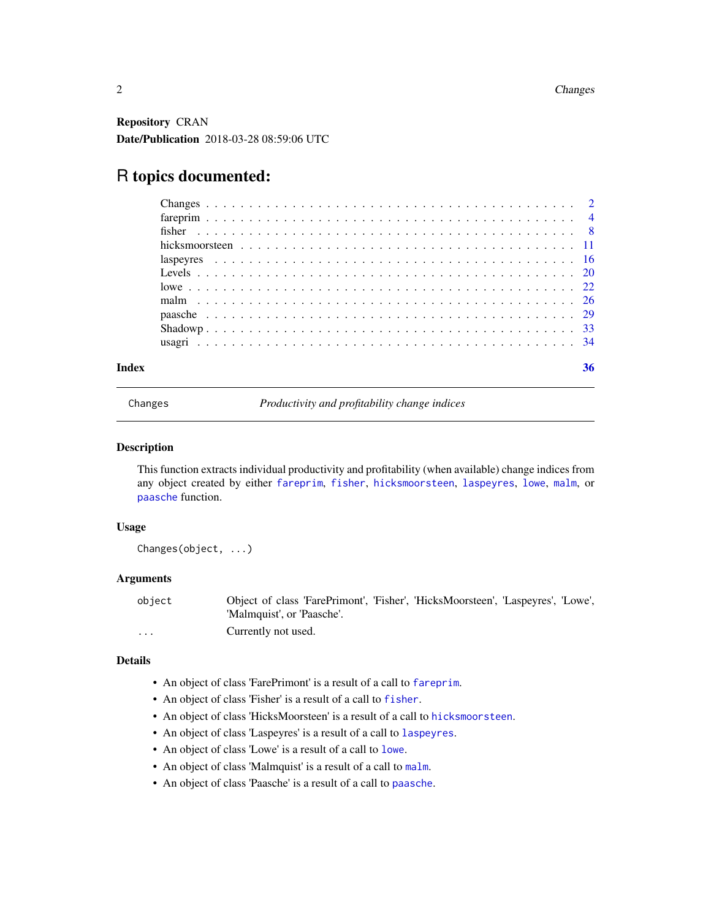**Repository** CRAN

**Date/Publication** 2018-03-28 08:59:06 UTC

# R topics documented:

| | |
|---|---|
| Changes | 2 |
| fareprim | 4 |
| fisher | 8 |
| hicksmoorsteen | 11 |
| laspeyres | 16 |
| Levels | 20 |
| lowe | 22 |
| malm | 26 |
| paasche | 29 |
| Shadowp | 33 |
| usagri | 34 |

**Index** **36**

---

`Changes` *Productivity and profitability change indices*

---

## Description

This function extracts individual productivity and profitability (when available) change indices from any object created by either `fareprim`, `fisher`, `hicksmoorsteen`, `laspeyres`, `lowe`, `malm`, or `paasche` function.

## Usage

```
Changes(object, ...)
```

## Arguments

| | |
|---|---|
| `object` | Object of class 'FarePrimont', 'Fisher', 'HicksMoorsteen', 'Laspeyres', 'Lowe', 'Malmquist', or 'Paasche'. |
| `...` | Currently not used. |

## Details

- An object of class 'FarePrimont' is a result of a call to `fareprim`.
- An object of class 'Fisher' is a result of a call to `fisher`.
- An object of class 'HicksMoorsteen' is a result of a call to `hicksmoorsteen`.
- An object of class 'Laspeyres' is a result of a call to `laspeyres`.
- An object of class 'Lowe' is a result of a call to `lowe`.
- An object of class 'Malmquist' is a result of a call to `malm`.
- An object of class 'Paasche' is a result of a call to `paasche`.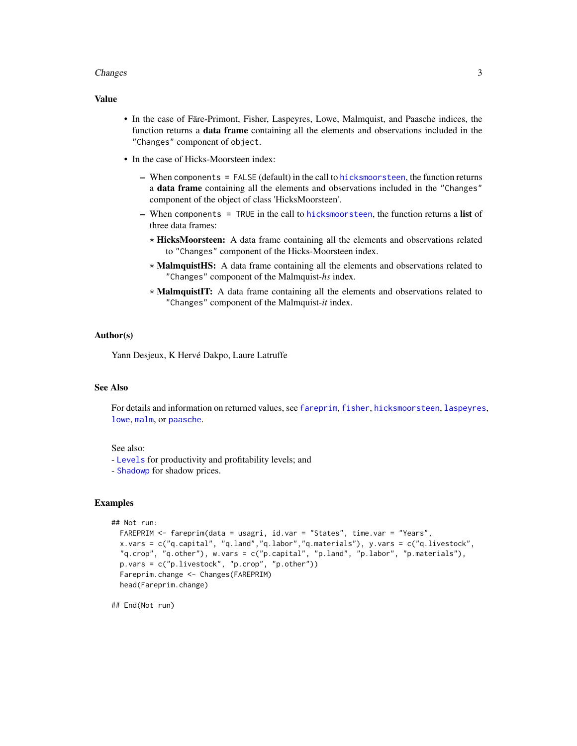## Value

- In the case of Färe-Primont, Fisher, Laspeyres, Lowe, Malmquist, and Paasche indices, the function returns a **data frame** containing all the elements and observations included in the `"Changes"` component of `object`.
- In the case of Hicks-Moorsteen index:
  - When `components = FALSE` (default) in the call to `hicksmoorsteen`, the function returns a **data frame** containing all the elements and observations included in the `"Changes"` component of the object of class 'HicksMoorsteen'.
  - When `components = TRUE` in the call to `hicksmoorsteen`, the function returns a **list** of three data frames:
    - **HicksMoorsteen:** A data frame containing all the elements and observations related to `"Changes"` component of the Hicks-Moorsteen index.
    - **MalmquistHS:** A data frame containing all the elements and observations related to `"Changes"` component of the Malmquist-*hs* index.
    - **MalmquistIT:** A data frame containing all the elements and observations related to `"Changes"` component of the Malmquist-*it* index.

## Author(s)

Yann Desjeux, K Hervé Dakpo, Laure Latruffe

## See Also

For details and information on returned values, see `fareprim`, `fisher`, `hicksmoorsteen`, `laspeyres`, `lowe`, `malm`, or `paasche`.

See also:
- `Levels` for productivity and profitability levels; and
- `Shadowp` for shadow prices.

## Examples

```
## Not run:
  FAREPRIM <- fareprim(data = usagri, id.var = "States", time.var = "Years",
  x.vars = c("q.capital", "q.land","q.labor","q.materials"), y.vars = c("q.livestock",
  "q.crop", "q.other"), w.vars = c("p.capital", "p.land", "p.labor", "p.materials"),
  p.vars = c("p.livestock", "p.crop", "p.other"))
  Fareprim.change <- Changes(FAREPRIM)
  head(Fareprim.change)

## End(Not run)
```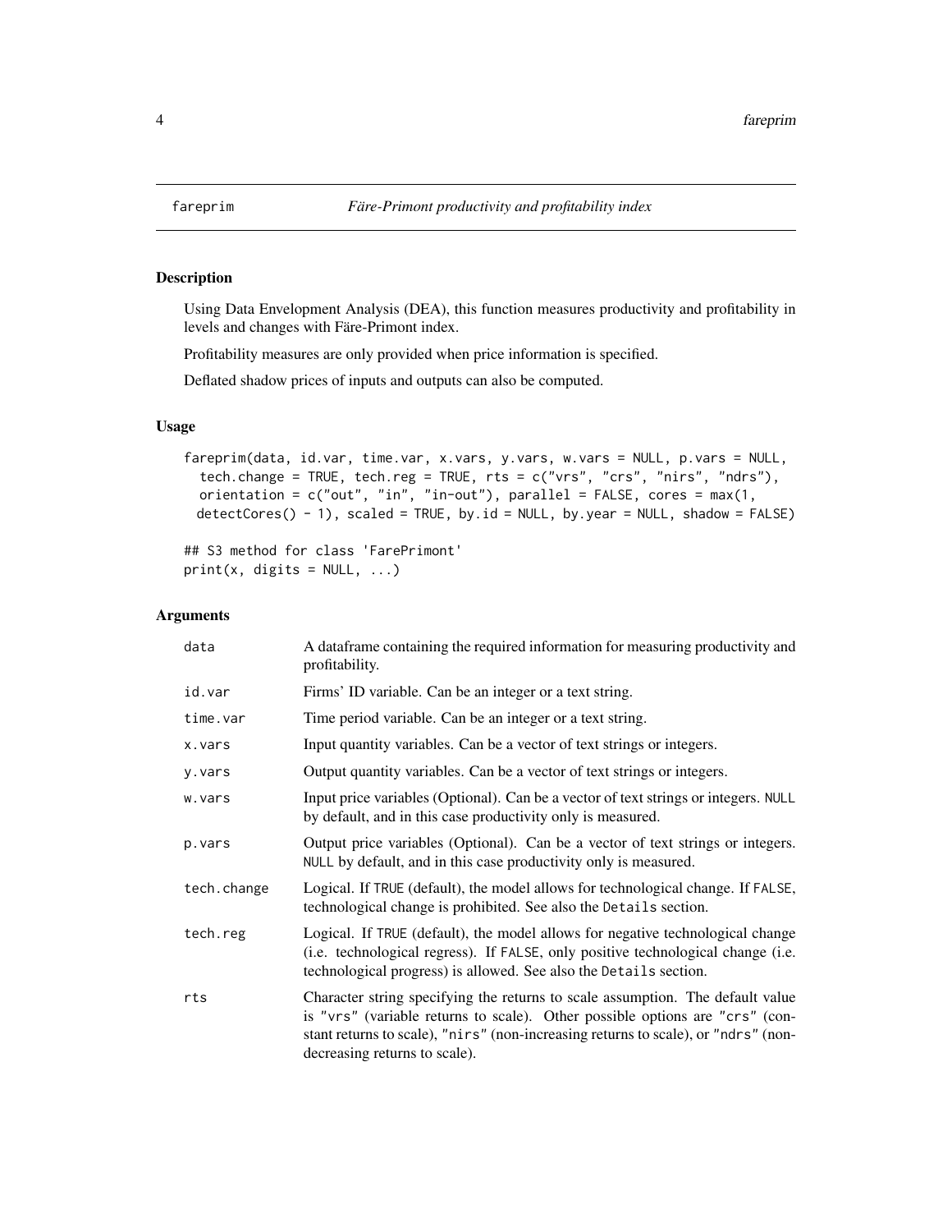# fareprim — *Färe-Primont productivity and profitability index*

## Description

Using Data Envelopment Analysis (DEA), this function measures productivity and profitability in levels and changes with Färe-Primont index.

Profitability measures are only provided when price information is specified.

Deflated shadow prices of inputs and outputs can also be computed.

## Usage

```
fareprim(data, id.var, time.var, x.vars, y.vars, w.vars = NULL, p.vars = NULL,
  tech.change = TRUE, tech.reg = TRUE, rts = c("vrs", "crs", "nirs", "ndrs"),
  orientation = c("out", "in", "in-out"), parallel = FALSE, cores = max(1,
  detectCores() - 1), scaled = TRUE, by.id = NULL, by.year = NULL, shadow = FALSE)

## S3 method for class 'FarePrimont'
print(x, digits = NULL, ...)
```

## Arguments

| | |
|---|---|
| `data` | A dataframe containing the required information for measuring productivity and profitability. |
| `id.var` | Firms' ID variable. Can be an integer or a text string. |
| `time.var` | Time period variable. Can be an integer or a text string. |
| `x.vars` | Input quantity variables. Can be a vector of text strings or integers. |
| `y.vars` | Output quantity variables. Can be a vector of text strings or integers. |
| `w.vars` | Input price variables (Optional). Can be a vector of text strings or integers. `NULL` by default, and in this case productivity only is measured. |
| `p.vars` | Output price variables (Optional). Can be a vector of text strings or integers. `NULL` by default, and in this case productivity only is measured. |
| `tech.change` | Logical. If `TRUE` (default), the model allows for technological change. If `FALSE`, technological change is prohibited. See also the `Details` section. |
| `tech.reg` | Logical. If `TRUE` (default), the model allows for negative technological change (i.e. technological regress). If `FALSE`, only positive technological change (i.e. technological progress) is allowed. See also the `Details` section. |
| `rts` | Character string specifying the returns to scale assumption. The default value is `"vrs"` (variable returns to scale). Other possible options are `"crs"` (constant returns to scale), `"nirs"` (non-increasing returns to scale), or `"ndrs"` (non-decreasing returns to scale). |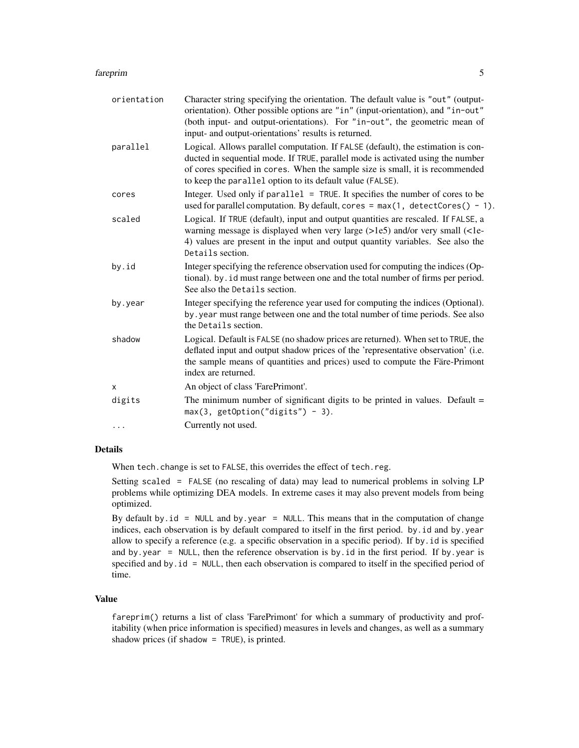| | |
|---|---|
| `orientation` | Character string specifying the orientation. The default value is `"out"` (output-orientation). Other possible options are `"in"` (input-orientation), and `"in-out"` (both input- and output-orientations). For `"in-out"`, the geometric mean of input- and output-orientations' results is returned. |
| `parallel` | Logical. Allows parallel computation. If `FALSE` (default), the estimation is conducted in sequential mode. If `TRUE`, parallel mode is activated using the number of cores specified in `cores`. When the sample size is small, it is recommended to keep the `parallel` option to its default value (`FALSE`). |
| `cores` | Integer. Used only if `parallel = TRUE`. It specifies the number of cores to be used for parallel computation. By default, `cores = max(1, detectCores() - 1)`. |
| `scaled` | Logical. If `TRUE` (default), input and output quantities are rescaled. If `FALSE`, a warning message is displayed when very large (>1e5) and/or very small (<1e-4) values are present in the input and output quantity variables. See also the `Details` section. |
| `by.id` | Integer specifying the reference observation used for computing the indices (Optional). `by.id` must range between one and the total number of firms per period. See also the `Details` section. |
| `by.year` | Integer specifying the reference year used for computing the indices (Optional). `by.year` must range between one and the total number of time periods. See also the `Details` section. |
| `shadow` | Logical. Default is `FALSE` (no shadow prices are returned). When set to `TRUE`, the deflated input and output shadow prices of the 'representative observation' (i.e. the sample means of quantities and prices) used to compute the Färe-Primont index are returned. |
| `x` | An object of class 'FarePrimont'. |
| `digits` | The minimum number of significant digits to be printed in values. Default = `max(3, getOption("digits") - 3)`. |
| `...` | Currently not used. |

## Details

When `tech.change` is set to `FALSE`, this overrides the effect of `tech.reg`.

Setting `scaled = FALSE` (no rescaling of data) may lead to numerical problems in solving LP problems while optimizing DEA models. In extreme cases it may also prevent models from being optimized.

By default `by.id = NULL` and `by.year = NULL`. This means that in the computation of change indices, each observation is by default compared to itself in the first period. `by.id` and `by.year` allow to specify a reference (e.g. a specific observation in a specific period). If `by.id` is specified and `by.year = NULL`, then the reference observation is `by.id` in the first period. If `by.year` is specified and `by.id = NULL`, then each observation is compared to itself in the specified period of time.

## Value

`fareprim()` returns a list of class 'FarePrimont' for which a summary of productivity and profitability (when price information is specified) measures in levels and changes, as well as a summary shadow prices (if `shadow = TRUE`), is printed.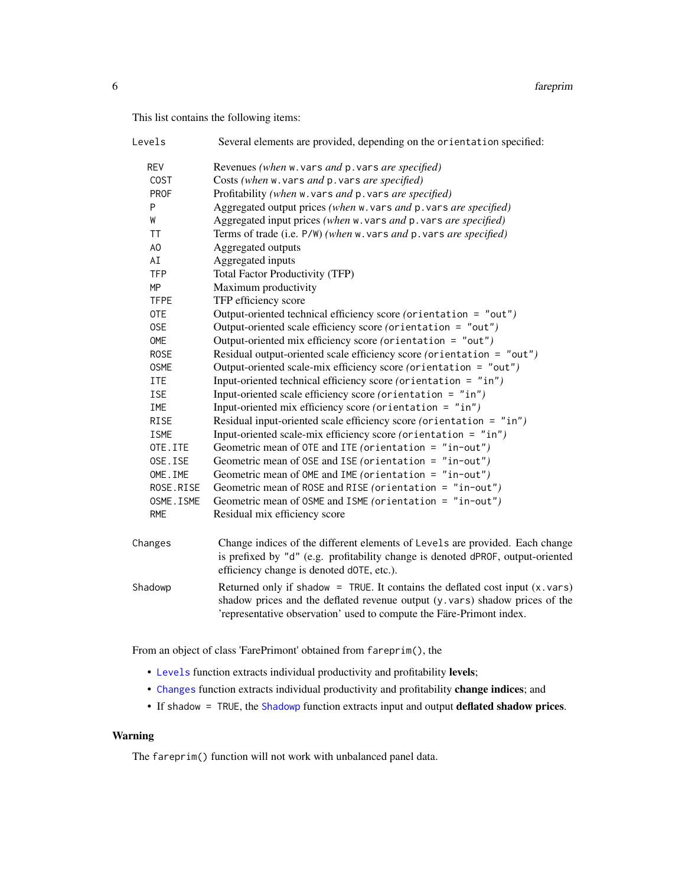This list contains the following items:

`Levels` Several elements are provided, depending on the `orientation` specified:

| | |
|---|---|
| `REV` | Revenues *(when* `w.vars` *and* `p.vars` *are specified)* |
| `COST` | Costs *(when* `w.vars` *and* `p.vars` *are specified)* |
| `PROF` | Profitability *(when* `w.vars` *and* `p.vars` *are specified)* |
| `P` | Aggregated output prices *(when* `w.vars` *and* `p.vars` *are specified)* |
| `W` | Aggregated input prices *(when* `w.vars` *and* `p.vars` *are specified)* |
| `TT` | Terms of trade (i.e. `P/W`) *(when* `w.vars` *and* `p.vars` *are specified)* |
| `AO` | Aggregated outputs |
| `AI` | Aggregated inputs |
| `TFP` | Total Factor Productivity (TFP) |
| `MP` | Maximum productivity |
| `TFPE` | TFP efficiency score |
| `OTE` | Output-oriented technical efficiency score *(*`orientation = "out"`*)* |
| `OSE` | Output-oriented scale efficiency score *(*`orientation = "out"`*)* |
| `OME` | Output-oriented mix efficiency score *(*`orientation = "out"`*)* |
| `ROSE` | Residual output-oriented scale efficiency score *(*`orientation = "out"`*)* |
| `OSME` | Output-oriented scale-mix efficiency score *(*`orientation = "out"`*)* |
| `ITE` | Input-oriented technical efficiency score *(*`orientation = "in"`*)* |
| `ISE` | Input-oriented scale efficiency score *(*`orientation = "in"`*)* |
| `IME` | Input-oriented mix efficiency score *(*`orientation = "in"`*)* |
| `RISE` | Residual input-oriented scale efficiency score *(*`orientation = "in"`*)* |
| `ISME` | Input-oriented scale-mix efficiency score *(*`orientation = "in"`*)* |
| `OTE.ITE` | Geometric mean of `OTE` and `ITE` *(*`orientation = "in-out"`*)* |
| `OSE.ISE` | Geometric mean of `OSE` and `ISE` *(*`orientation = "in-out"`*)* |
| `OME.IME` | Geometric mean of `OME` and `IME` *(*`orientation = "in-out"`*)* |
| `ROSE.RISE` | Geometric mean of `ROSE` and `RISE` *(*`orientation = "in-out"`*)* |
| `OSME.ISME` | Geometric mean of `OSME` and `ISME` *(*`orientation = "in-out"`*)* |
| `RME` | Residual mix efficiency score |

`Changes` Change indices of the different elements of `Levels` are provided. Each change is prefixed by `"d"` (e.g. profitability change is denoted `dPROF`, output-oriented efficiency change is denoted `dOTE`, etc.).

`Shadowp` Returned only if `shadow = TRUE`. It contains the deflated cost input (`x.vars`) shadow prices and the deflated revenue output (`y.vars`) shadow prices of the 'representative observation' used to compute the Färe-Primont index.

From an object of class 'FarePrimont' obtained from `fareprim()`, the

- `Levels` function extracts individual productivity and profitability **levels**;
- `Changes` function extracts individual productivity and profitability **change indices**; and
- If `shadow = TRUE`, the `Shadowp` function extracts input and output **deflated shadow prices**.

## Warning

The `fareprim()` function will not work with unbalanced panel data.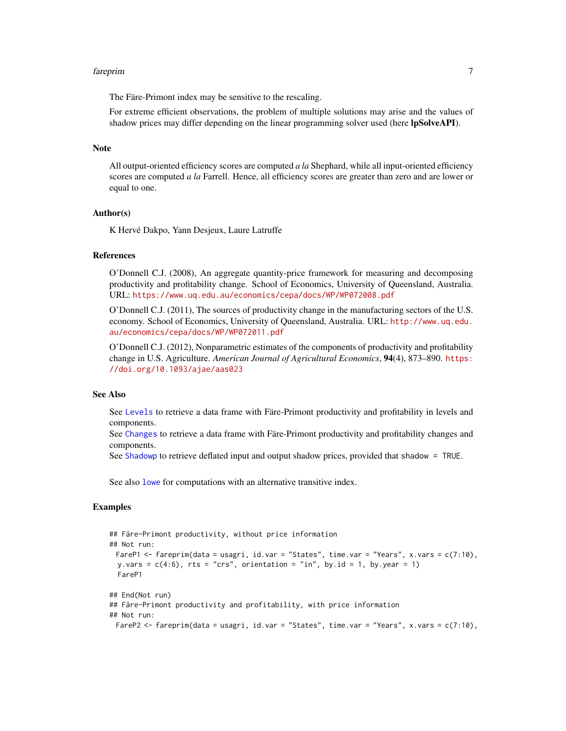The Färe-Primont index may be sensitive to the rescaling.

For extreme efficient observations, the problem of multiple solutions may arise and the values of shadow prices may differ depending on the linear programming solver used (here **lpSolveAPI**).

## Note

All output-oriented efficiency scores are computed *a la* Shephard, while all input-oriented efficiency scores are computed *a la* Farrell. Hence, all efficiency scores are greater than zero and are lower or equal to one.

## Author(s)

K Hervé Dakpo, Yann Desjeux, Laure Latruffe

## References

O'Donnell C.J. (2008), An aggregate quantity-price framework for measuring and decomposing productivity and profitability change. School of Economics, University of Queensland, Australia. URL: https://www.uq.edu.au/economics/cepa/docs/WP/WP072008.pdf

O'Donnell C.J. (2011), The sources of productivity change in the manufacturing sectors of the U.S. economy. School of Economics, University of Queensland, Australia. URL: http://www.uq.edu.au/economics/cepa/docs/WP/WP072011.pdf

O'Donnell C.J. (2012), Nonparametric estimates of the components of productivity and profitability change in U.S. Agriculture. *American Journal of Agricultural Economics*, **94**(4), 873–890. https://doi.org/10.1093/ajae/aas023

## See Also

See `Levels` to retrieve a data frame with Färe-Primont productivity and profitability in levels and components.
See `Changes` to retrieve a data frame with Färe-Primont productivity and profitability changes and components.
See `Shadowp` to retrieve deflated input and output shadow prices, provided that `shadow = TRUE`.

See also `lowe` for computations with an alternative transitive index.

## Examples

```
## Färe-Primont productivity, without price information
## Not run:
  FareP1 <- fareprim(data = usagri, id.var = "States", time.var = "Years", x.vars = c(7:10),
   y.vars = c(4:6), rts = "crs", orientation = "in", by.id = 1, by.year = 1)
   FareP1

## End(Not run)
## Färe-Primont productivity and profitability, with price information
## Not run:
  FareP2 <- fareprim(data = usagri, id.var = "States", time.var = "Years", x.vars = c(7:10),
```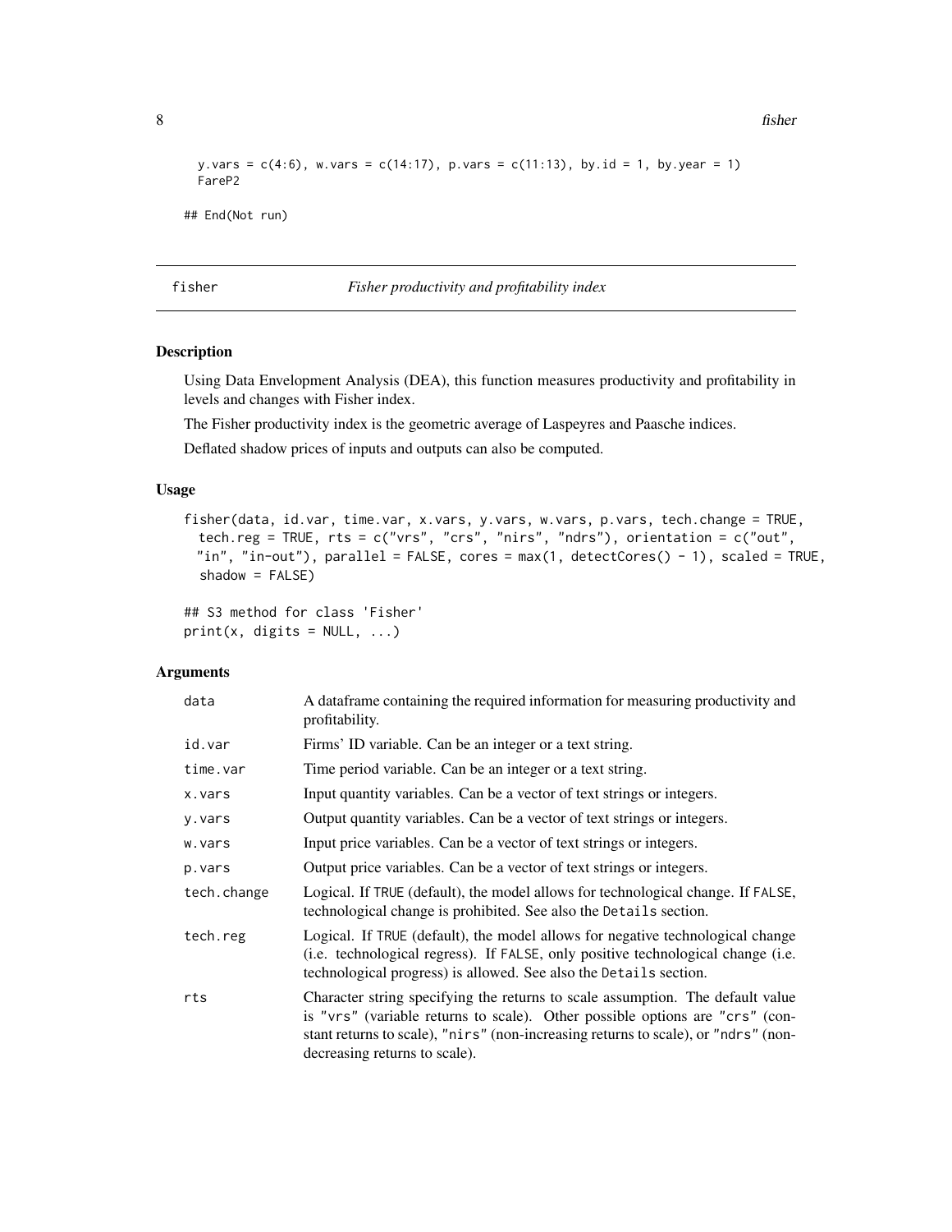```
  y.vars = c(4:6), w.vars = c(14:17), p.vars = c(11:13), by.id = 1, by.year = 1)
  FareP2

## End(Not run)
```

---

fisher — *Fisher productivity and profitability index*

---

## Description

Using Data Envelopment Analysis (DEA), this function measures productivity and profitability in levels and changes with Fisher index.

The Fisher productivity index is the geometric average of Laspeyres and Paasche indices.

Deflated shadow prices of inputs and outputs can also be computed.

## Usage

```
fisher(data, id.var, time.var, x.vars, y.vars, w.vars, p.vars, tech.change = TRUE,
  tech.reg = TRUE, rts = c("vrs", "crs", "nirs", "ndrs"), orientation = c("out",
  "in", "in-out"), parallel = FALSE, cores = max(1, detectCores() - 1), scaled = TRUE,
  shadow = FALSE)

## S3 method for class 'Fisher'
print(x, digits = NULL, ...)
```

## Arguments

| | |
|---|---|
| data | A dataframe containing the required information for measuring productivity and profitability. |
| id.var | Firms' ID variable. Can be an integer or a text string. |
| time.var | Time period variable. Can be an integer or a text string. |
| x.vars | Input quantity variables. Can be a vector of text strings or integers. |
| y.vars | Output quantity variables. Can be a vector of text strings or integers. |
| w.vars | Input price variables. Can be a vector of text strings or integers. |
| p.vars | Output price variables. Can be a vector of text strings or integers. |
| tech.change | Logical. If TRUE (default), the model allows for technological change. If FALSE, technological change is prohibited. See also the Details section. |
| tech.reg | Logical. If TRUE (default), the model allows for negative technological change (i.e. technological regress). If FALSE, only positive technological change (i.e. technological progress) is allowed. See also the Details section. |
| rts | Character string specifying the returns to scale assumption. The default value is "vrs" (variable returns to scale). Other possible options are "crs" (constant returns to scale), "nirs" (non-increasing returns to scale), or "ndrs" (non-decreasing returns to scale). |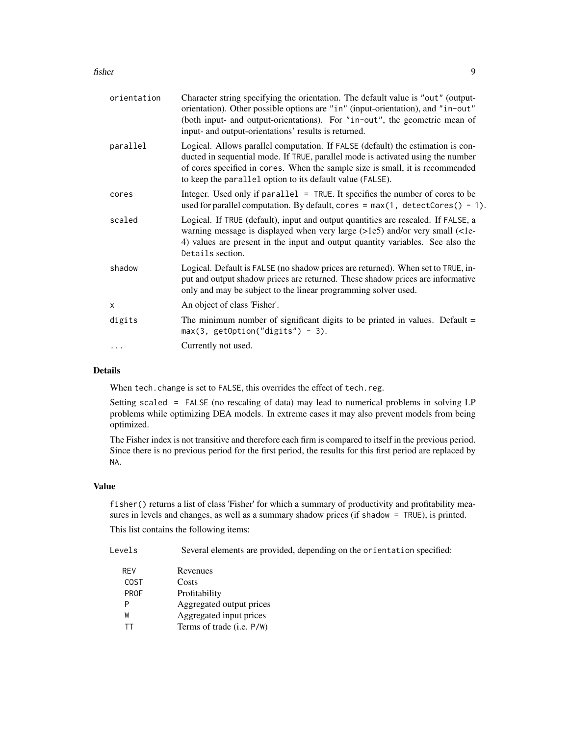| | |
|---|---|
| `orientation` | Character string specifying the orientation. The default value is `"out"` (output-orientation). Other possible options are `"in"` (input-orientation), and `"in-out"` (both input- and output-orientations). For `"in-out"`, the geometric mean of input- and output-orientations' results is returned. |
| `parallel` | Logical. Allows parallel computation. If `FALSE` (default) the estimation is conducted in sequential mode. If `TRUE`, parallel mode is activated using the number of cores specified in `cores`. When the sample size is small, it is recommended to keep the `parallel` option to its default value (`FALSE`). |
| `cores` | Integer. Used only if `parallel = TRUE`. It specifies the number of cores to be used for parallel computation. By default, `cores = max(1, detectCores() - 1)`. |
| `scaled` | Logical. If `TRUE` (default), input and output quantities are rescaled. If `FALSE`, a warning message is displayed when very large (>1e5) and/or very small (<1e-4) values are present in the input and output quantity variables. See also the `Details` section. |
| `shadow` | Logical. Default is `FALSE` (no shadow prices are returned). When set to `TRUE`, input and output shadow prices are returned. These shadow prices are informative only and may be subject to the linear programming solver used. |
| `x` | An object of class 'Fisher'. |
| `digits` | The minimum number of significant digits to be printed in values. Default = `max(3, getOption("digits") - 3)`. |
| `...` | Currently not used. |

## Details

When `tech.change` is set to `FALSE`, this overrides the effect of `tech.reg`.

Setting `scaled = FALSE` (no rescaling of data) may lead to numerical problems in solving LP problems while optimizing DEA models. In extreme cases it may also prevent models from being optimized.

The Fisher index is not transitive and therefore each firm is compared to itself in the previous period. Since there is no previous period for the first period, the results for this first period are replaced by `NA`.

## Value

`fisher()` returns a list of class 'Fisher' for which a summary of productivity and profitability measures in levels and changes, as well as a summary shadow prices (if `shadow = TRUE`), is printed.

This list contains the following items:

`Levels` Several elements are provided, depending on the `orientation` specified:

| | |
|---|---|
| `REV` | Revenues |
| `COST` | Costs |
| `PROF` | Profitability |
| `P` | Aggregated output prices |
| `W` | Aggregated input prices |
| `TT` | Terms of trade (i.e. `P/W`) |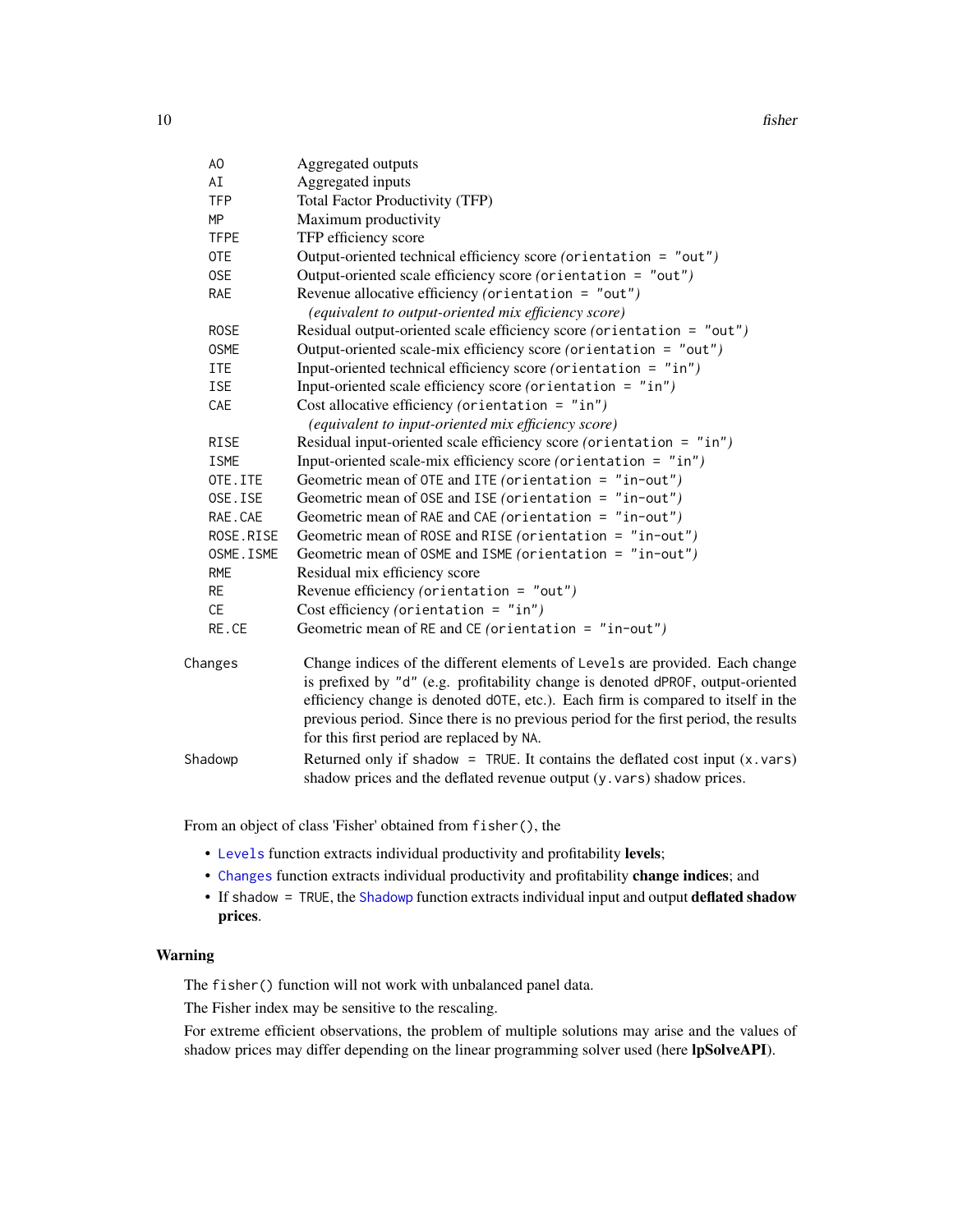| | |
|---|---|
| `AO` | Aggregated outputs |
| `AI` | Aggregated inputs |
| `TFP` | Total Factor Productivity (TFP) |
| `MP` | Maximum productivity |
| `TFPE` | TFP efficiency score |
| `OTE` | Output-oriented technical efficiency score *(*`orientation = "out"`*)* |
| `OSE` | Output-oriented scale efficiency score *(*`orientation = "out"`*)* |
| `RAE` | Revenue allocative efficiency *(*`orientation = "out"`*)* *(equivalent to output-oriented mix efficiency score)* |
| `ROSE` | Residual output-oriented scale efficiency score *(*`orientation = "out"`*)* |
| `OSME` | Output-oriented scale-mix efficiency score *(*`orientation = "out"`*)* |
| `ITE` | Input-oriented technical efficiency score *(*`orientation = "in"`*)* |
| `ISE` | Input-oriented scale efficiency score *(*`orientation = "in"`*)* |
| `CAE` | Cost allocative efficiency *(*`orientation = "in"`*)* *(equivalent to input-oriented mix efficiency score)* |
| `RISE` | Residual input-oriented scale efficiency score *(*`orientation = "in"`*)* |
| `ISME` | Input-oriented scale-mix efficiency score *(*`orientation = "in"`*)* |
| `OTE.ITE` | Geometric mean of `OTE` and `ITE` *(*`orientation = "in-out"`*)* |
| `OSE.ISE` | Geometric mean of `OSE` and `ISE` *(*`orientation = "in-out"`*)* |
| `RAE.CAE` | Geometric mean of `RAE` and `CAE` *(*`orientation = "in-out"`*)* |
| `ROSE.RISE` | Geometric mean of `ROSE` and `RISE` *(*`orientation = "in-out"`*)* |
| `OSME.ISME` | Geometric mean of `OSME` and `ISME` *(*`orientation = "in-out"`*)* |
| `RME` | Residual mix efficiency score |
| `RE` | Revenue efficiency *(*`orientation = "out"`*)* |
| `CE` | Cost efficiency *(*`orientation = "in"`*)* |
| `RE.CE` | Geometric mean of `RE` and `CE` *(*`orientation = "in-out"`*)* |

`Changes` Change indices of the different elements of `Levels` are provided. Each change is prefixed by `"d"` (e.g. profitability change is denoted `dPROF`, output-oriented efficiency change is denoted `dOTE`, etc.). Each firm is compared to itself in the previous period. Since there is no previous period for the first period, the results for this first period are replaced by `NA`.

`Shadowp` Returned only if `shadow = TRUE`. It contains the deflated cost input (`x.vars`) shadow prices and the deflated revenue output (`y.vars`) shadow prices.

From an object of class 'Fisher' obtained from `fisher()`, the

- `Levels` function extracts individual productivity and profitability **levels**;
- `Changes` function extracts individual productivity and profitability **change indices**; and
- If `shadow = TRUE`, the `Shadowp` function extracts individual input and output **deflated shadow prices**.

## Warning

The `fisher()` function will not work with unbalanced panel data.

The Fisher index may be sensitive to the rescaling.

For extreme efficient observations, the problem of multiple solutions may arise and the values of shadow prices may differ depending on the linear programming solver used (here **lpSolveAPI**).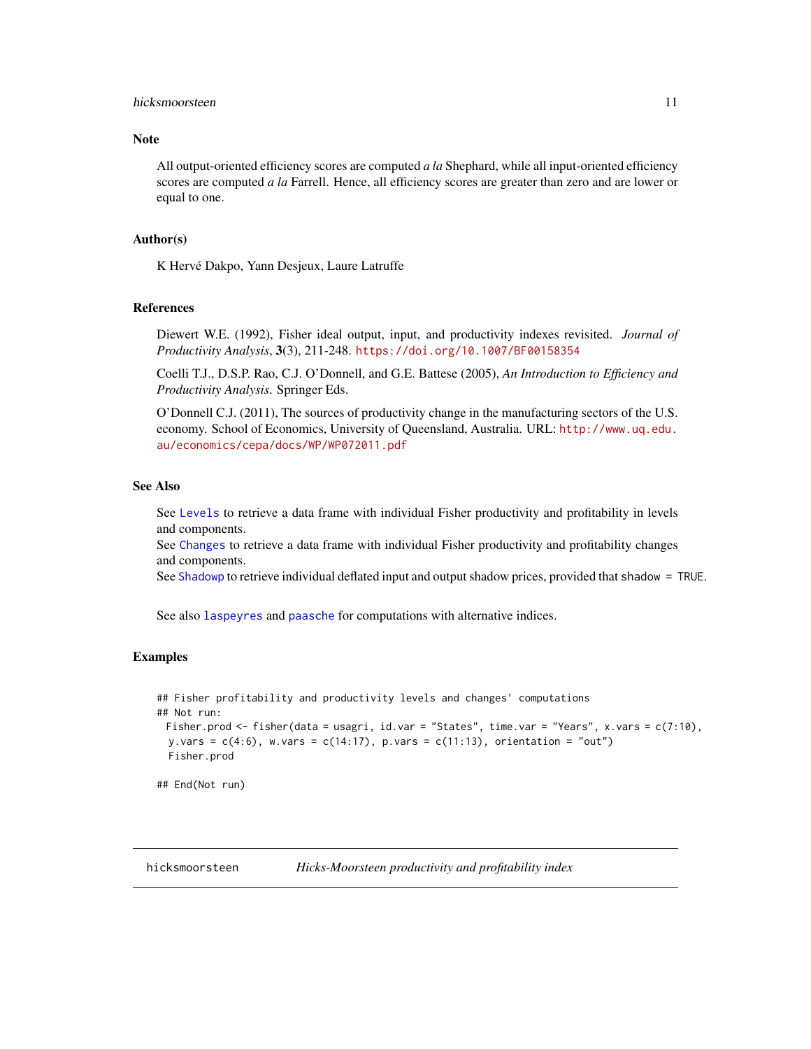## Note

All output-oriented efficiency scores are computed *a la* Shephard, while all input-oriented efficiency scores are computed *a la* Farrell. Hence, all efficiency scores are greater than zero and are lower or equal to one.

## Author(s)

K Hervé Dakpo, Yann Desjeux, Laure Latruffe

## References

Diewert W.E. (1992), Fisher ideal output, input, and productivity indexes revisited. *Journal of Productivity Analysis*, **3**(3), 211-248. https://doi.org/10.1007/BF00158354

Coelli T.J., D.S.P. Rao, C.J. O'Donnell, and G.E. Battese (2005), *An Introduction to Efficiency and Productivity Analysis*. Springer Eds.

O'Donnell C.J. (2011), The sources of productivity change in the manufacturing sectors of the U.S. economy. School of Economics, University of Queensland, Australia. URL: http://www.uq.edu.au/economics/cepa/docs/WP/WP072011.pdf

## See Also

See `Levels` to retrieve a data frame with individual Fisher productivity and profitability in levels and components.
See `Changes` to retrieve a data frame with individual Fisher productivity and profitability changes and components.
See `Shadowp` to retrieve individual deflated input and output shadow prices, provided that `shadow = TRUE`.

See also `laspeyres` and `paasche` for computations with alternative indices.

## Examples

```
## Fisher profitability and productivity levels and changes' computations
## Not run:
 Fisher.prod <- fisher(data = usagri, id.var = "States", time.var = "Years", x.vars = c(7:10),
  y.vars = c(4:6), w.vars = c(14:17), p.vars = c(11:13), orientation = "out")
  Fisher.prod

## End(Not run)
```

---

`hicksmoorsteen` *Hicks-Moorsteen productivity and profitability index*

---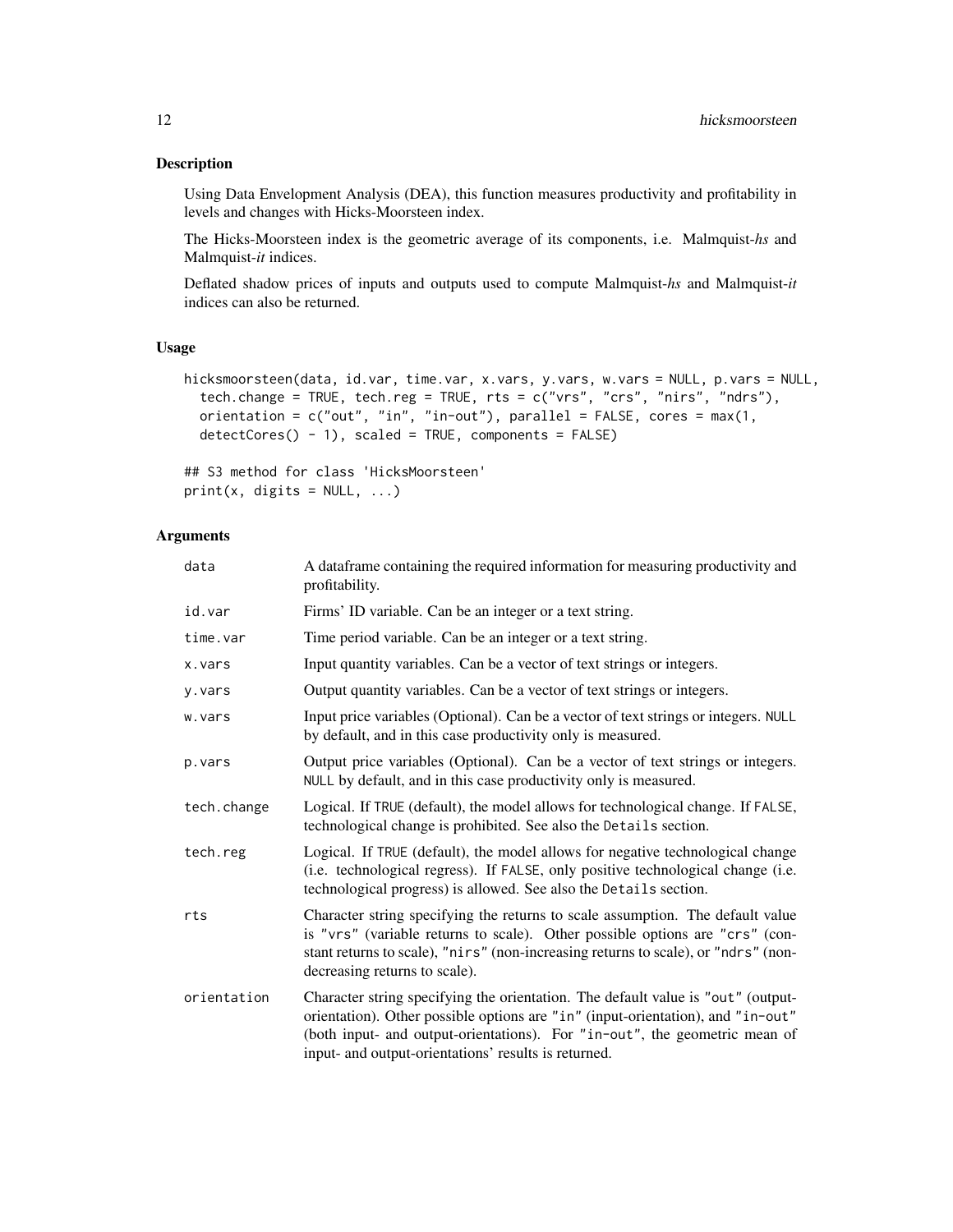## Description

Using Data Envelopment Analysis (DEA), this function measures productivity and profitability in levels and changes with Hicks-Moorsteen index.

The Hicks-Moorsteen index is the geometric average of its components, i.e. Malmquist-*hs* and Malmquist-*it* indices.

Deflated shadow prices of inputs and outputs used to compute Malmquist-*hs* and Malmquist-*it* indices can also be returned.

## Usage

```
hicksmoorsteen(data, id.var, time.var, x.vars, y.vars, w.vars = NULL, p.vars = NULL,
  tech.change = TRUE, tech.reg = TRUE, rts = c("vrs", "crs", "nirs", "ndrs"),
  orientation = c("out", "in", "in-out"), parallel = FALSE, cores = max(1,
  detectCores() - 1), scaled = TRUE, components = FALSE)

## S3 method for class 'HicksMoorsteen'
print(x, digits = NULL, ...)
```

## Arguments

| | |
|---|---|
| `data` | A dataframe containing the required information for measuring productivity and profitability. |
| `id.var` | Firms' ID variable. Can be an integer or a text string. |
| `time.var` | Time period variable. Can be an integer or a text string. |
| `x.vars` | Input quantity variables. Can be a vector of text strings or integers. |
| `y.vars` | Output quantity variables. Can be a vector of text strings or integers. |
| `w.vars` | Input price variables (Optional). Can be a vector of text strings or integers. `NULL` by default, and in this case productivity only is measured. |
| `p.vars` | Output price variables (Optional). Can be a vector of text strings or integers. `NULL` by default, and in this case productivity only is measured. |
| `tech.change` | Logical. If `TRUE` (default), the model allows for technological change. If `FALSE`, technological change is prohibited. See also the `Details` section. |
| `tech.reg` | Logical. If `TRUE` (default), the model allows for negative technological change (i.e. technological regress). If `FALSE`, only positive technological change (i.e. technological progress) is allowed. See also the `Details` section. |
| `rts` | Character string specifying the returns to scale assumption. The default value is `"vrs"` (variable returns to scale). Other possible options are `"crs"` (constant returns to scale), `"nirs"` (non-increasing returns to scale), or `"ndrs"` (non-decreasing returns to scale). |
| `orientation` | Character string specifying the orientation. The default value is `"out"` (output-orientation). Other possible options are `"in"` (input-orientation), and `"in-out"` (both input- and output-orientations). For `"in-out"`, the geometric mean of input- and output-orientations' results is returned. |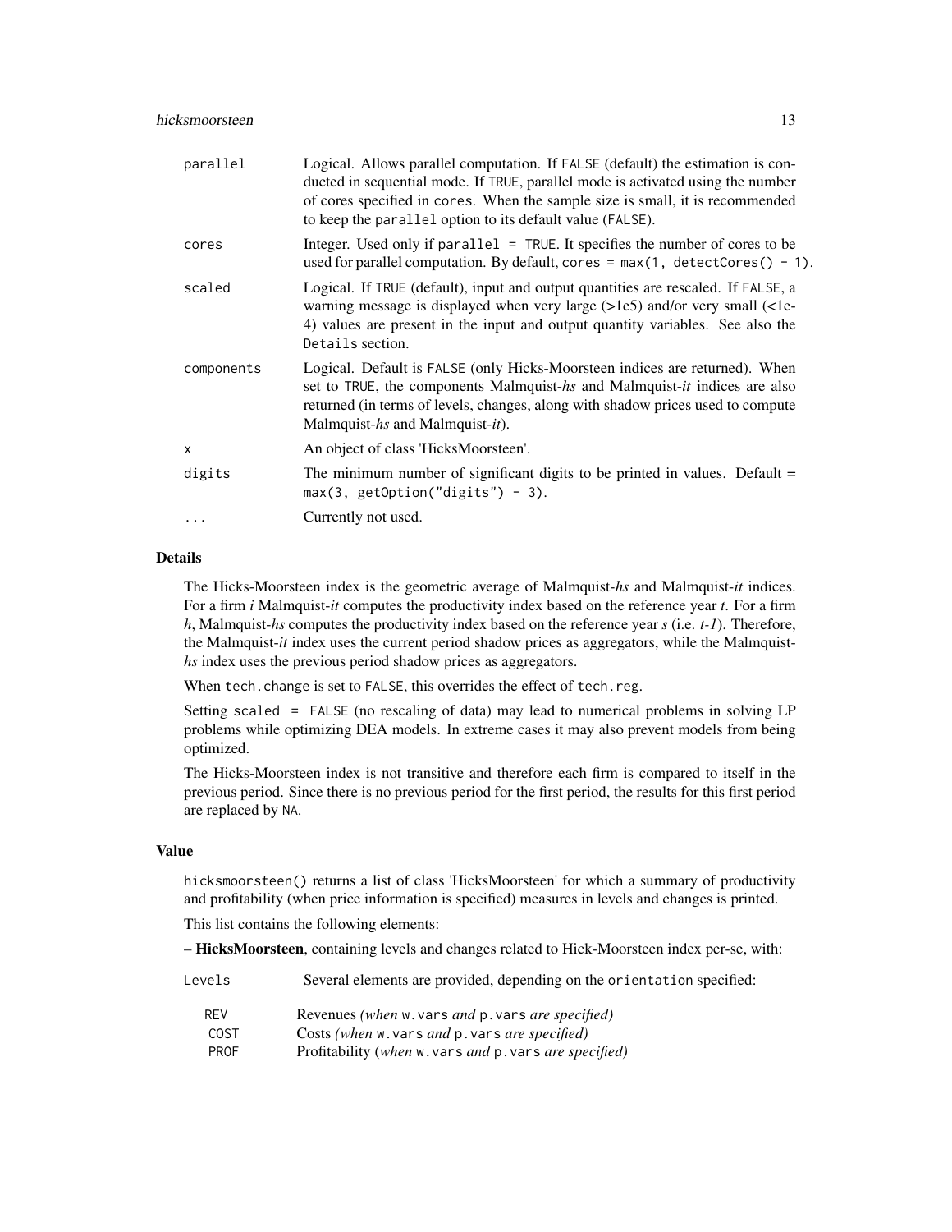| | |
|---|---|
| parallel | Logical. Allows parallel computation. If FALSE (default) the estimation is conducted in sequential mode. If TRUE, parallel mode is activated using the number of cores specified in cores. When the sample size is small, it is recommended to keep the parallel option to its default value (FALSE). |
| cores | Integer. Used only if parallel = TRUE. It specifies the number of cores to be used for parallel computation. By default, cores = max(1, detectCores() - 1). |
| scaled | Logical. If TRUE (default), input and output quantities are rescaled. If FALSE, a warning message is displayed when very large (>1e5) and/or very small (<1e-4) values are present in the input and output quantity variables. See also the Details section. |
| components | Logical. Default is FALSE (only Hicks-Moorsteen indices are returned). When set to TRUE, the components Malmquist-*hs* and Malmquist-*it* indices are also returned (in terms of levels, changes, along with shadow prices used to compute Malmquist-*hs* and Malmquist-*it*). |
| x | An object of class 'HicksMoorsteen'. |
| digits | The minimum number of significant digits to be printed in values. Default = max(3, getOption("digits") - 3). |
| ... | Currently not used. |

## Details

The Hicks-Moorsteen index is the geometric average of Malmquist-*hs* and Malmquist-*it* indices. For a firm *i* Malmquist-*it* computes the productivity index based on the reference year *t*. For a firm *h*, Malmquist-*hs* computes the productivity index based on the reference year *s* (i.e. *t-1*). Therefore, the Malmquist-*it* index uses the current period shadow prices as aggregators, while the Malmquist-*hs* index uses the previous period shadow prices as aggregators.

When tech.change is set to FALSE, this overrides the effect of tech.reg.

Setting scaled = FALSE (no rescaling of data) may lead to numerical problems in solving LP problems while optimizing DEA models. In extreme cases it may also prevent models from being optimized.

The Hicks-Moorsteen index is not transitive and therefore each firm is compared to itself in the previous period. Since there is no previous period for the first period, the results for this first period are replaced by NA.

## Value

hicksmoorsteen() returns a list of class 'HicksMoorsteen' for which a summary of productivity and profitability (when price information is specified) measures in levels and changes is printed.

This list contains the following elements:

– **HicksMoorsteen**, containing levels and changes related to Hick-Moorsteen index per-se, with:

Levels Several elements are provided, depending on the orientation specified:

| | |
|---|---|
| REV | Revenues *(when* w.vars *and* p.vars *are specified)* |
| COST | Costs *(when* w.vars *and* p.vars *are specified)* |
| PROF | Profitability *(when* w.vars *and* p.vars *are specified)* |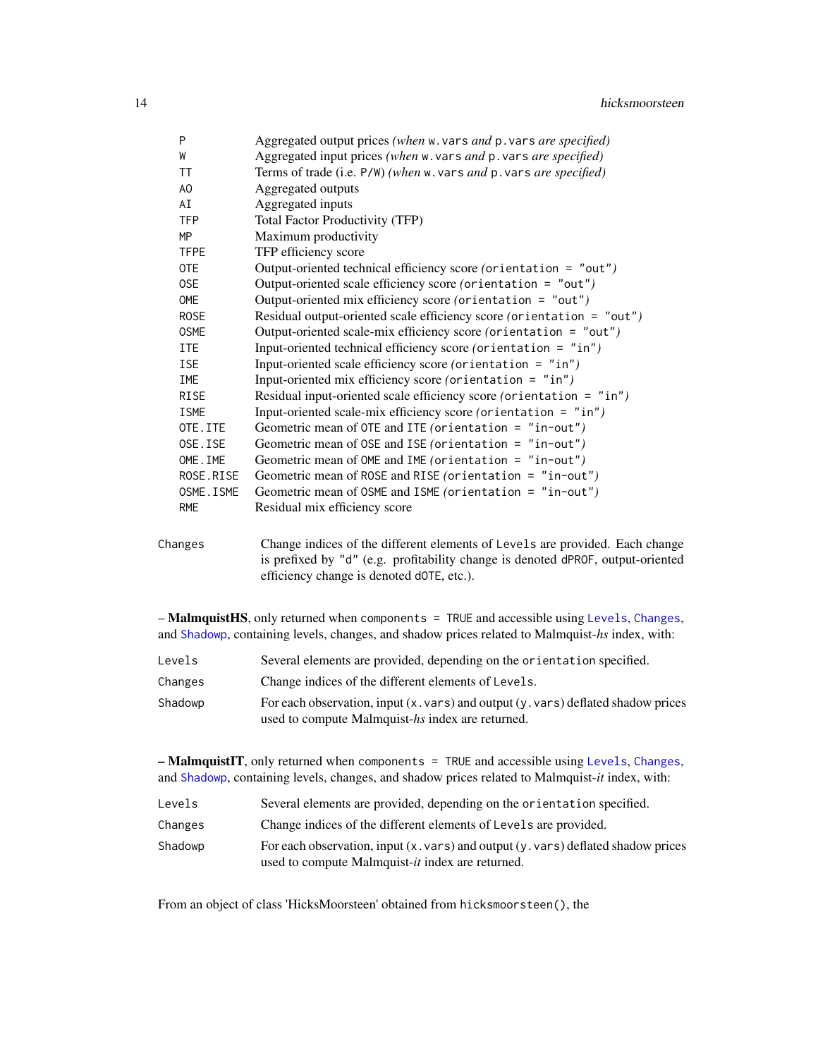| | |
|---|---|
| P | Aggregated output prices *(when* `w.vars` *and* `p.vars` *are specified)* |
| W | Aggregated input prices *(when* `w.vars` *and* `p.vars` *are specified)* |
| TT | Terms of trade (i.e. `P/W`) *(when* `w.vars` *and* `p.vars` *are specified)* |
| AO | Aggregated outputs |
| AI | Aggregated inputs |
| TFP | Total Factor Productivity (TFP) |
| MP | Maximum productivity |
| TFPE | TFP efficiency score |
| OTE | Output-oriented technical efficiency score *(*`orientation = "out"`*)* |
| OSE | Output-oriented scale efficiency score *(*`orientation = "out"`*)* |
| OME | Output-oriented mix efficiency score *(*`orientation = "out"`*)* |
| ROSE | Residual output-oriented scale efficiency score *(*`orientation = "out"`*)* |
| OSME | Output-oriented scale-mix efficiency score *(*`orientation = "out"`*)* |
| ITE | Input-oriented technical efficiency score *(*`orientation = "in"`*)* |
| ISE | Input-oriented scale efficiency score *(*`orientation = "in"`*)* |
| IME | Input-oriented mix efficiency score *(*`orientation = "in"`*)* |
| RISE | Residual input-oriented scale efficiency score *(*`orientation = "in"`*)* |
| ISME | Input-oriented scale-mix efficiency score *(*`orientation = "in"`*)* |
| OTE.ITE | Geometric mean of `OTE` and `ITE` *(*`orientation = "in-out"`*)* |
| OSE.ISE | Geometric mean of `OSE` and `ISE` *(*`orientation = "in-out"`*)* |
| OME.IME | Geometric mean of `OME` and `IME` *(*`orientation = "in-out"`*)* |
| ROSE.RISE | Geometric mean of `ROSE` and `RISE` *(*`orientation = "in-out"`*)* |
| OSME.ISME | Geometric mean of `OSME` and `ISME` *(*`orientation = "in-out"`*)* |
| RME | Residual mix efficiency score |

`Changes` Change indices of the different elements of `Levels` are provided. Each change is prefixed by `"d"` (e.g. profitability change is denoted `dPROF`, output-oriented efficiency change is denoted `dOTE`, etc.).

– **MalmquistHS**, only returned when `components = TRUE` and accessible using `Levels`, `Changes`, and `Shadowp`, containing levels, changes, and shadow prices related to Malmquist-*hs* index, with:

| | |
|---|---|
| `Levels` | Several elements are provided, depending on the `orientation` specified. |
| `Changes` | Change indices of the different elements of `Levels`. |
| `Shadowp` | For each observation, input (`x.vars`) and output (`y.vars`) deflated shadow prices used to compute Malmquist-*hs* index are returned. |

– **MalmquistIT**, only returned when `components = TRUE` and accessible using `Levels`, `Changes`, and `Shadowp`, containing levels, changes, and shadow prices related to Malmquist-*it* index, with:

| | |
|---|---|
| `Levels` | Several elements are provided, depending on the `orientation` specified. |
| `Changes` | Change indices of the different elements of `Levels` are provided. |
| `Shadowp` | For each observation, input (`x.vars`) and output (`y.vars`) deflated shadow prices used to compute Malmquist-*it* index are returned. |

From an object of class 'HicksMoorsteen' obtained from `hicksmoorsteen()`, the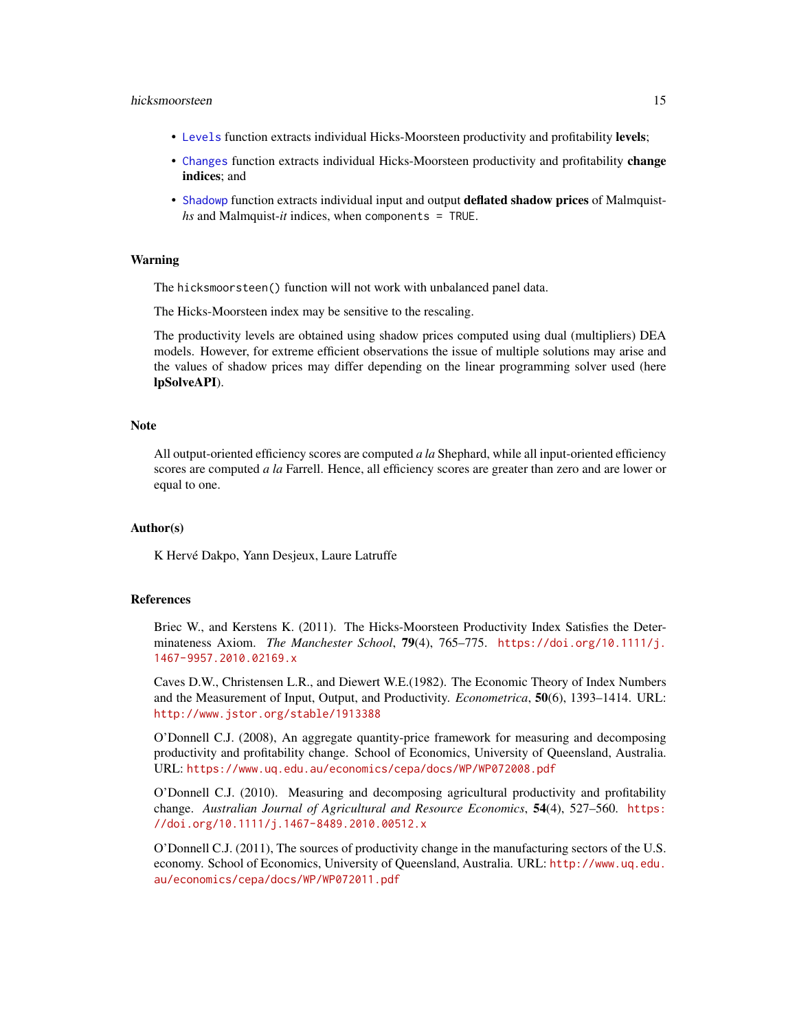- `Levels` function extracts individual Hicks-Moorsteen productivity and profitability **levels**;
- `Changes` function extracts individual Hicks-Moorsteen productivity and profitability **change indices**; and
- `Shadowp` function extracts individual input and output **deflated shadow prices** of Malmquist-*hs* and Malmquist-*it* indices, when `components = TRUE`.

## Warning

The `hicksmoorsteen()` function will not work with unbalanced panel data.

The Hicks-Moorsteen index may be sensitive to the rescaling.

The productivity levels are obtained using shadow prices computed using dual (multipliers) DEA models. However, for extreme efficient observations the issue of multiple solutions may arise and the values of shadow prices may differ depending on the linear programming solver used (here **lpSolveAPI**).

## Note

All output-oriented efficiency scores are computed *a la* Shephard, while all input-oriented efficiency scores are computed *a la* Farrell. Hence, all efficiency scores are greater than zero and are lower or equal to one.

## Author(s)

K Hervé Dakpo, Yann Desjeux, Laure Latruffe

## References

Briec W., and Kerstens K. (2011). The Hicks-Moorsteen Productivity Index Satisfies the Determinateness Axiom. *The Manchester School*, **79**(4), 765–775. https://doi.org/10.1111/j.1467-9957.2010.02169.x

Caves D.W., Christensen L.R., and Diewert W.E.(1982). The Economic Theory of Index Numbers and the Measurement of Input, Output, and Productivity. *Econometrica*, **50**(6), 1393–1414. URL: http://www.jstor.org/stable/1913388

O'Donnell C.J. (2008), An aggregate quantity-price framework for measuring and decomposing productivity and profitability change. School of Economics, University of Queensland, Australia. URL: https://www.uq.edu.au/economics/cepa/docs/WP/WP072008.pdf

O'Donnell C.J. (2010). Measuring and decomposing agricultural productivity and profitability change. *Australian Journal of Agricultural and Resource Economics*, **54**(4), 527–560. https://doi.org/10.1111/j.1467-8489.2010.00512.x

O'Donnell C.J. (2011), The sources of productivity change in the manufacturing sectors of the U.S. economy. School of Economics, University of Queensland, Australia. URL: http://www.uq.edu.au/economics/cepa/docs/WP/WP072011.pdf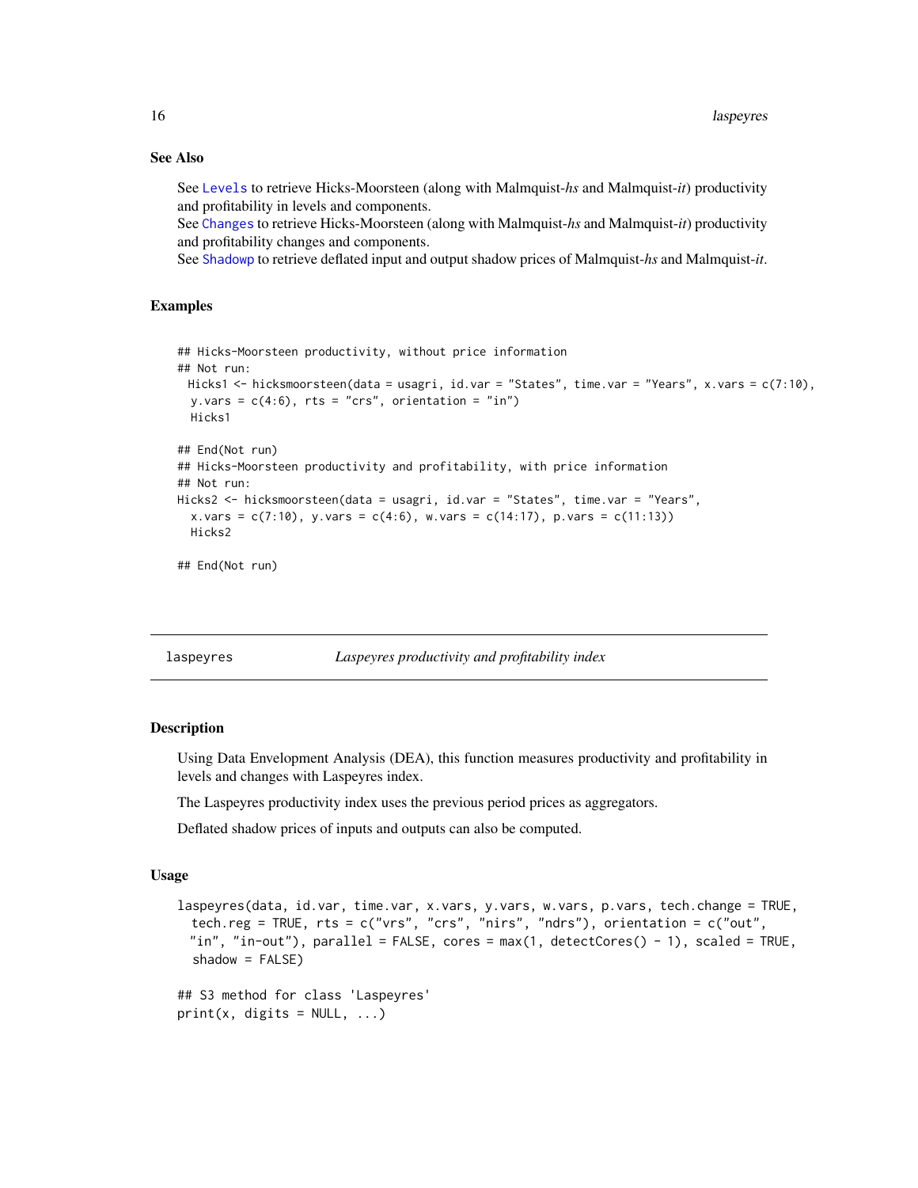### See Also

See `Levels` to retrieve Hicks-Moorsteen (along with Malmquist-*hs* and Malmquist-*it*) productivity and profitability in levels and components.
See `Changes` to retrieve Hicks-Moorsteen (along with Malmquist-*hs* and Malmquist-*it*) productivity and profitability changes and components.
See `Shadowp` to retrieve deflated input and output shadow prices of Malmquist-*hs* and Malmquist-*it*.

### Examples

```
## Hicks-Moorsteen productivity, without price information
## Not run:
  Hicks1 <- hicksmoorsteen(data = usagri, id.var = "States", time.var = "Years", x.vars = c(7:10),
   y.vars = c(4:6), rts = "crs", orientation = "in")
   Hicks1

## End(Not run)
## Hicks-Moorsteen productivity and profitability, with price information
## Not run:
Hicks2 <- hicksmoorsteen(data = usagri, id.var = "States", time.var = "Years",
   x.vars = c(7:10), y.vars = c(4:6), w.vars = c(14:17), p.vars = c(11:13))
   Hicks2

## End(Not run)
```

---

## laspeyres — *Laspeyres productivity and profitability index*

### Description

Using Data Envelopment Analysis (DEA), this function measures productivity and profitability in levels and changes with Laspeyres index.

The Laspeyres productivity index uses the previous period prices as aggregators.

Deflated shadow prices of inputs and outputs can also be computed.

### Usage

```
laspeyres(data, id.var, time.var, x.vars, y.vars, w.vars, p.vars, tech.change = TRUE,
  tech.reg = TRUE, rts = c("vrs", "crs", "nirs", "ndrs"), orientation = c("out",
  "in", "in-out"), parallel = FALSE, cores = max(1, detectCores() - 1), scaled = TRUE,
  shadow = FALSE)

## S3 method for class 'Laspeyres'
print(x, digits = NULL, ...)
```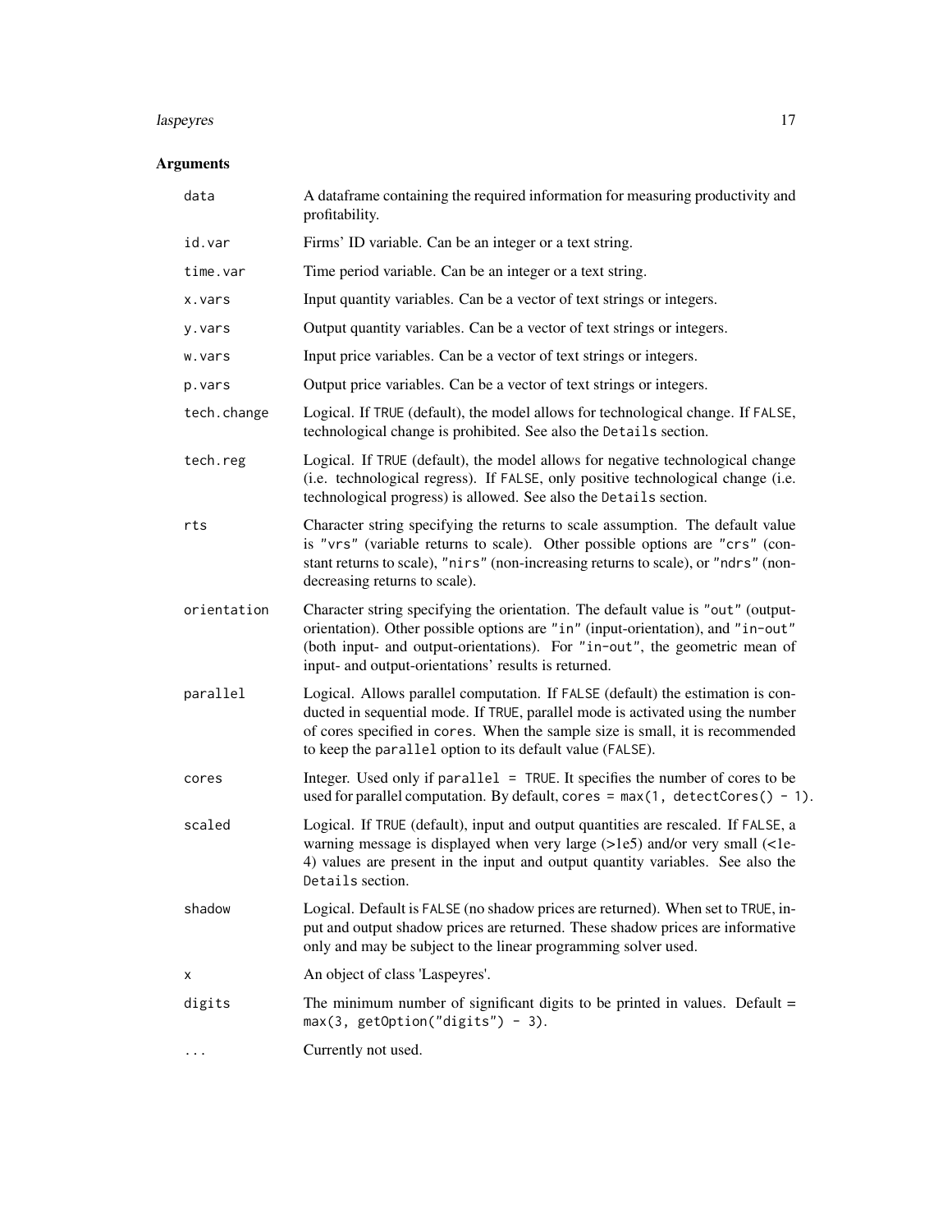## Arguments

| Argument | Description |
|---|---|
| `data` | A dataframe containing the required information for measuring productivity and profitability. |
| `id.var` | Firms' ID variable. Can be an integer or a text string. |
| `time.var` | Time period variable. Can be an integer or a text string. |
| `x.vars` | Input quantity variables. Can be a vector of text strings or integers. |
| `y.vars` | Output quantity variables. Can be a vector of text strings or integers. |
| `w.vars` | Input price variables. Can be a vector of text strings or integers. |
| `p.vars` | Output price variables. Can be a vector of text strings or integers. |
| `tech.change` | Logical. If `TRUE` (default), the model allows for technological change. If `FALSE`, technological change is prohibited. See also the `Details` section. |
| `tech.reg` | Logical. If `TRUE` (default), the model allows for negative technological change (i.e. technological regress). If `FALSE`, only positive technological change (i.e. technological progress) is allowed. See also the `Details` section. |
| `rts` | Character string specifying the returns to scale assumption. The default value is `"vrs"` (variable returns to scale). Other possible options are `"crs"` (constant returns to scale), `"nirs"` (non-increasing returns to scale), or `"ndrs"` (non-decreasing returns to scale). |
| `orientation` | Character string specifying the orientation. The default value is `"out"` (output-orientation). Other possible options are `"in"` (input-orientation), and `"in-out"` (both input- and output-orientations). For `"in-out"`, the geometric mean of input- and output-orientations' results is returned. |
| `parallel` | Logical. Allows parallel computation. If `FALSE` (default) the estimation is conducted in sequential mode. If `TRUE`, parallel mode is activated using the number of cores specified in `cores`. When the sample size is small, it is recommended to keep the `parallel` option to its default value (`FALSE`). |
| `cores` | Integer. Used only if `parallel = TRUE`. It specifies the number of cores to be used for parallel computation. By default, `cores = max(1, detectCores() - 1)`. |
| `scaled` | Logical. If `TRUE` (default), input and output quantities are rescaled. If `FALSE`, a warning message is displayed when very large (>1e5) and/or very small (<1e-4) values are present in the input and output quantity variables. See also the `Details` section. |
| `shadow` | Logical. Default is `FALSE` (no shadow prices are returned). When set to `TRUE`, input and output shadow prices are returned. These shadow prices are informative only and may be subject to the linear programming solver used. |
| `x` | An object of class 'Laspeyres'. |
| `digits` | The minimum number of significant digits to be printed in values. Default = `max(3, getOption("digits") - 3)`. |
| `...` | Currently not used. |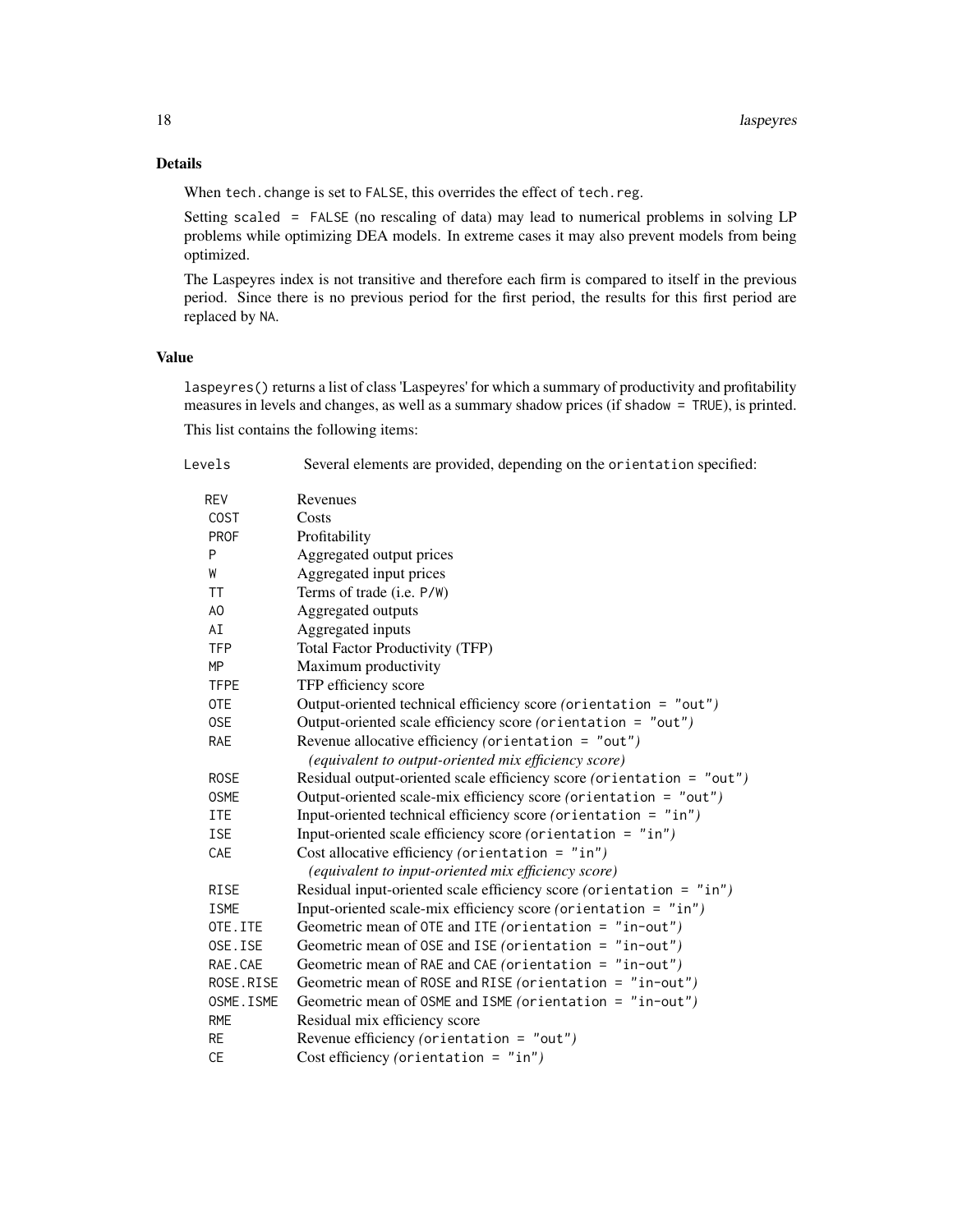## Details

When `tech.change` is set to `FALSE`, this overrides the effect of `tech.reg`.

Setting `scaled = FALSE` (no rescaling of data) may lead to numerical problems in solving LP problems while optimizing DEA models. In extreme cases it may also prevent models from being optimized.

The Laspeyres index is not transitive and therefore each firm is compared to itself in the previous period. Since there is no previous period for the first period, the results for this first period are replaced by `NA`.

## Value

`laspeyres()` returns a list of class 'Laspeyres' for which a summary of productivity and profitability measures in levels and changes, as well as a summary shadow prices (if `shadow = TRUE`), is printed.

This list contains the following items:

`Levels` Several elements are provided, depending on the `orientation` specified:

| | |
|---|---|
| `REV` | Revenues |
| `COST` | Costs |
| `PROF` | Profitability |
| `P` | Aggregated output prices |
| `W` | Aggregated input prices |
| `TT` | Terms of trade (i.e. `P/W`) |
| `AO` | Aggregated outputs |
| `AI` | Aggregated inputs |
| `TFP` | Total Factor Productivity (TFP) |
| `MP` | Maximum productivity |
| `TFPE` | TFP efficiency score |
| `OTE` | Output-oriented technical efficiency score *(`orientation = "out"`)* |
| `OSE` | Output-oriented scale efficiency score *(`orientation = "out"`)* |
| `RAE` | Revenue allocative efficiency *(`orientation = "out"`)* *(equivalent to output-oriented mix efficiency score)* |
| `ROSE` | Residual output-oriented scale efficiency score *(`orientation = "out"`)* |
| `OSME` | Output-oriented scale-mix efficiency score *(`orientation = "out"`)* |
| `ITE` | Input-oriented technical efficiency score *(`orientation = "in"`)* |
| `ISE` | Input-oriented scale efficiency score *(`orientation = "in"`)* |
| `CAE` | Cost allocative efficiency *(`orientation = "in"`)* *(equivalent to input-oriented mix efficiency score)* |
| `RISE` | Residual input-oriented scale efficiency score *(`orientation = "in"`)* |
| `ISME` | Input-oriented scale-mix efficiency score *(`orientation = "in"`)* |
| `OTE.ITE` | Geometric mean of `OTE` and `ITE` *(`orientation = "in-out"`)* |
| `OSE.ISE` | Geometric mean of `OSE` and `ISE` *(`orientation = "in-out"`)* |
| `RAE.CAE` | Geometric mean of `RAE` and `CAE` *(`orientation = "in-out"`)* |
| `ROSE.RISE` | Geometric mean of `ROSE` and `RISE` *(`orientation = "in-out"`)* |
| `OSME.ISME` | Geometric mean of `OSME` and `ISME` *(`orientation = "in-out"`)* |
| `RME` | Residual mix efficiency score |
| `RE` | Revenue efficiency *(`orientation = "out"`)* |
| `CE` | Cost efficiency *(`orientation = "in"`)* |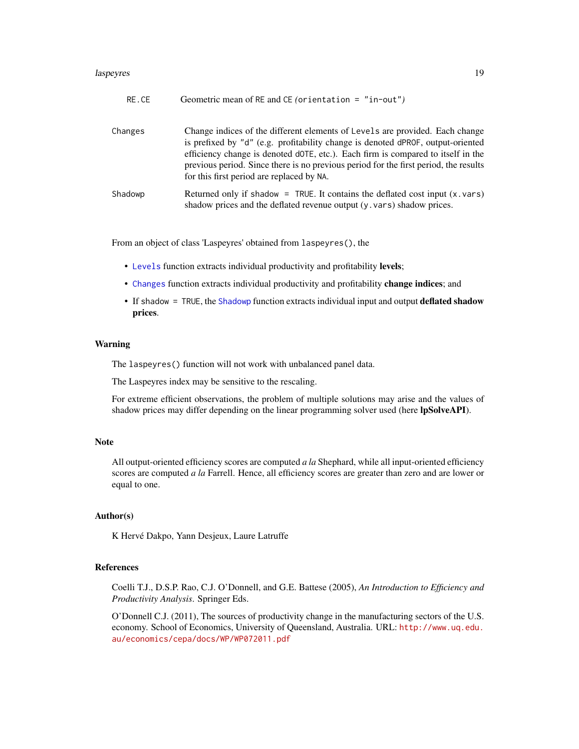RE.CE Geometric mean of RE and CE (`orientation = "in-out"`)

Changes
: Change indices of the different elements of `Levels` are provided. Each change is prefixed by `"d"` (e.g. profitability change is denoted `dPROF`, output-oriented efficiency change is denoted `dOTE`, etc.). Each firm is compared to itself in the previous period. Since there is no previous period for the first period, the results for this first period are replaced by `NA`.

Shadowp
: Returned only if `shadow = TRUE`. It contains the deflated cost input (`x.vars`) shadow prices and the deflated revenue output (`y.vars`) shadow prices.

From an object of class 'Laspeyres' obtained from `laspeyres()`, the

- `Levels` function extracts individual productivity and profitability **levels**;
- `Changes` function extracts individual productivity and profitability **change indices**; and
- If `shadow = TRUE`, the `Shadowp` function extracts individual input and output **deflated shadow prices**.

## Warning

The `laspeyres()` function will not work with unbalanced panel data.

The Laspeyres index may be sensitive to the rescaling.

For extreme efficient observations, the problem of multiple solutions may arise and the values of shadow prices may differ depending on the linear programming solver used (here **lpSolveAPI**).

## Note

All output-oriented efficiency scores are computed *a la* Shephard, while all input-oriented efficiency scores are computed *a la* Farrell. Hence, all efficiency scores are greater than zero and are lower or equal to one.

## Author(s)

K Hervé Dakpo, Yann Desjeux, Laure Latruffe

## References

Coelli T.J., D.S.P. Rao, C.J. O'Donnell, and G.E. Battese (2005), *An Introduction to Efficiency and Productivity Analysis*. Springer Eds.

O'Donnell C.J. (2011), The sources of productivity change in the manufacturing sectors of the U.S. economy. School of Economics, University of Queensland, Australia. URL: http://www.uq.edu.au/economics/cepa/docs/WP/WP072011.pdf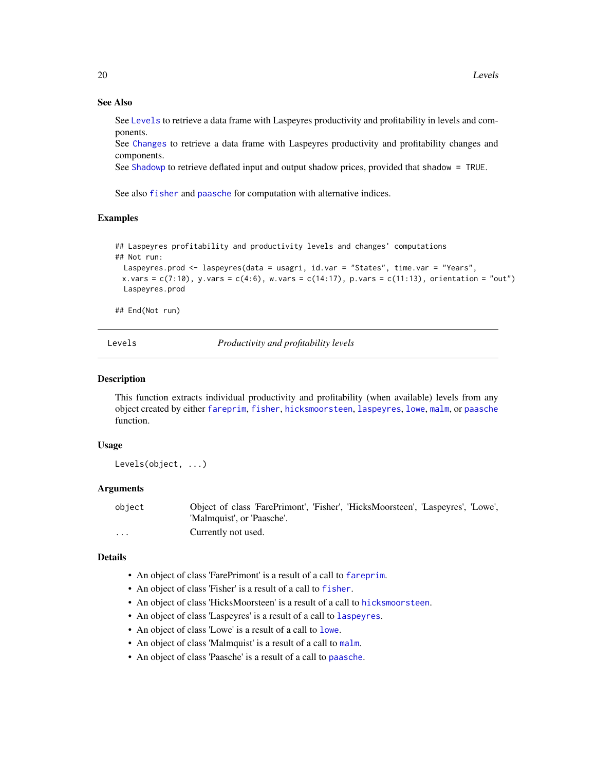## See Also

See `Levels` to retrieve a data frame with Laspeyres productivity and profitability in levels and components.
See `Changes` to retrieve a data frame with Laspeyres productivity and profitability changes and components.
See `Shadowp` to retrieve deflated input and output shadow prices, provided that `shadow = TRUE`.

See also `fisher` and `paasche` for computation with alternative indices.

## Examples

```
## Laspeyres profitability and productivity levels and changes' computations
## Not run:
  Laspeyres.prod <- laspeyres(data = usagri, id.var = "States", time.var = "Years",
 x.vars = c(7:10), y.vars = c(4:6), w.vars = c(14:17), p.vars = c(11:13), orientation = "out")
  Laspeyres.prod

## End(Not run)
```

---

# Levels — *Productivity and profitability levels*

## Description

This function extracts individual productivity and profitability (when available) levels from any object created by either `fareprim`, `fisher`, `hicksmoorsteen`, `laspeyres`, `lowe`, `malm`, or `paasche` function.

## Usage

```
Levels(object, ...)
```

## Arguments

| | |
|---|---|
| `object` | Object of class 'FarePrimont', 'Fisher', 'HicksMoorsteen', 'Laspeyres', 'Lowe', 'Malmquist', or 'Paasche'. |
| `...` | Currently not used. |

## Details

- An object of class 'FarePrimont' is a result of a call to `fareprim`.
- An object of class 'Fisher' is a result of a call to `fisher`.
- An object of class 'HicksMoorsteen' is a result of a call to `hicksmoorsteen`.
- An object of class 'Laspeyres' is a result of a call to `laspeyres`.
- An object of class 'Lowe' is a result of a call to `lowe`.
- An object of class 'Malmquist' is a result of a call to `malm`.
- An object of class 'Paasche' is a result of a call to `paasche`.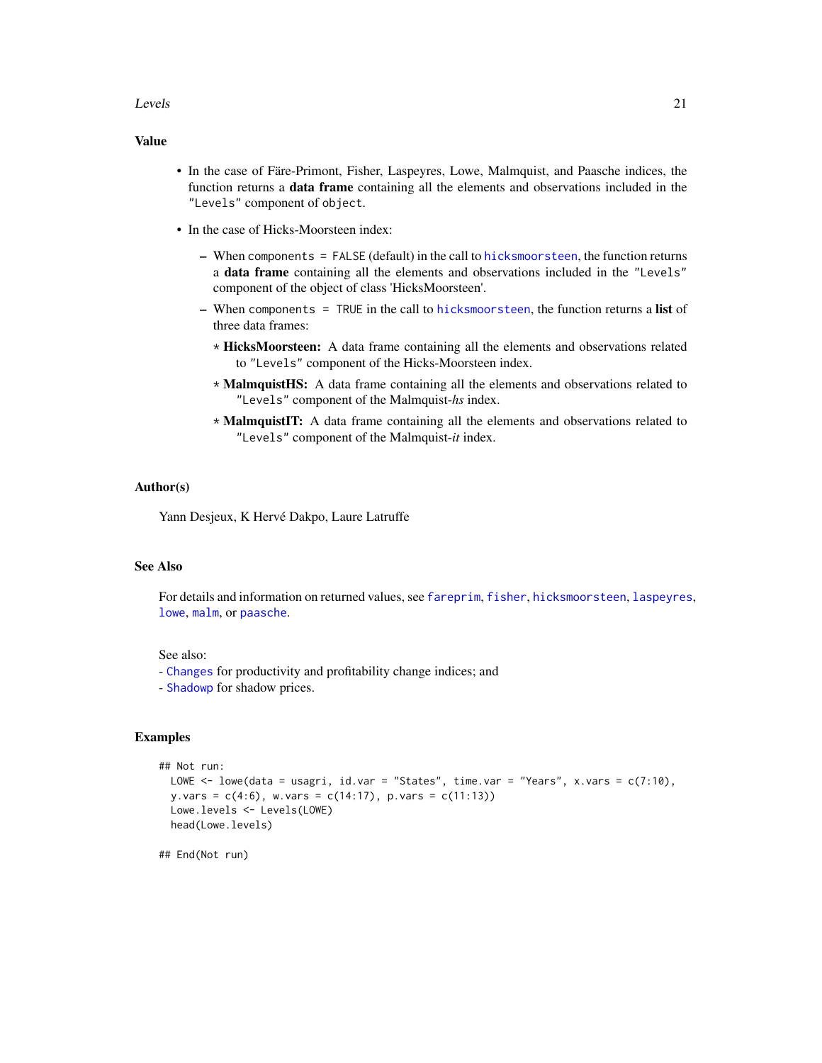## Value

- In the case of Färe-Primont, Fisher, Laspeyres, Lowe, Malmquist, and Paasche indices, the function returns a **data frame** containing all the elements and observations included in the `"Levels"` component of `object`.
- In the case of Hicks-Moorsteen index:
  - When `components = FALSE` (default) in the call to `hicksmoorsteen`, the function returns a **data frame** containing all the elements and observations included in the `"Levels"` component of the object of class 'HicksMoorsteen'.
  - When `components = TRUE` in the call to `hicksmoorsteen`, the function returns a **list** of three data frames:
    - **HicksMoorsteen:** A data frame containing all the elements and observations related to `"Levels"` component of the Hicks-Moorsteen index.
    - **MalmquistHS:** A data frame containing all the elements and observations related to `"Levels"` component of the Malmquist-*hs* index.
    - **MalmquistIT:** A data frame containing all the elements and observations related to `"Levels"` component of the Malmquist-*it* index.

## Author(s)

Yann Desjeux, K Hervé Dakpo, Laure Latruffe

## See Also

For details and information on returned values, see `fareprim`, `fisher`, `hicksmoorsteen`, `laspeyres`, `lowe`, `malm`, or `paasche`.

See also:
- `Changes` for productivity and profitability change indices; and
- `Shadowp` for shadow prices.

## Examples

```
## Not run:
  LOWE <- lowe(data = usagri, id.var = "States", time.var = "Years", x.vars = c(7:10),
  y.vars = c(4:6), w.vars = c(14:17), p.vars = c(11:13))
  Lowe.levels <- Levels(LOWE)
  head(Lowe.levels)

## End(Not run)
```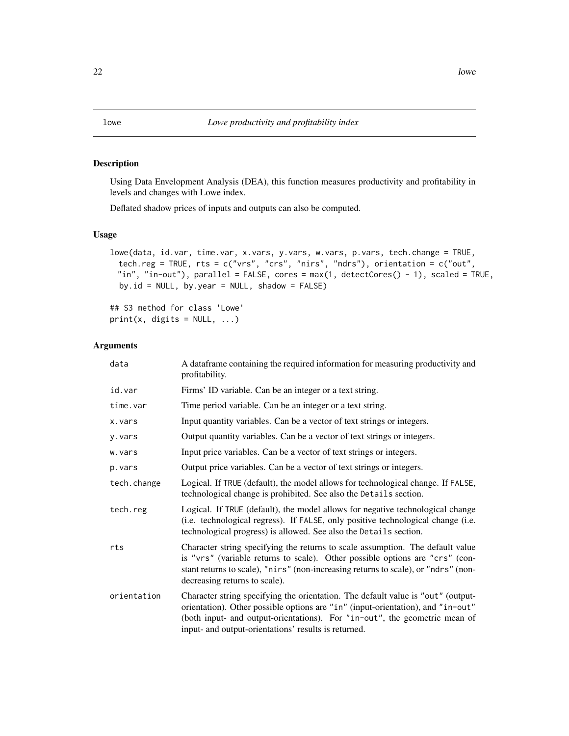lowe *Lowe productivity and profitability index*

## Description

Using Data Envelopment Analysis (DEA), this function measures productivity and profitability in levels and changes with Lowe index.

Deflated shadow prices of inputs and outputs can also be computed.

## Usage

```
lowe(data, id.var, time.var, x.vars, y.vars, w.vars, p.vars, tech.change = TRUE,
  tech.reg = TRUE, rts = c("vrs", "crs", "nirs", "ndrs"), orientation = c("out",
  "in", "in-out"), parallel = FALSE, cores = max(1, detectCores() - 1), scaled = TRUE,
  by.id = NULL, by.year = NULL, shadow = FALSE)

## S3 method for class 'Lowe'
print(x, digits = NULL, ...)
```

## Arguments

| | |
|---|---|
| data | A dataframe containing the required information for measuring productivity and profitability. |
| id.var | Firms' ID variable. Can be an integer or a text string. |
| time.var | Time period variable. Can be an integer or a text string. |
| x.vars | Input quantity variables. Can be a vector of text strings or integers. |
| y.vars | Output quantity variables. Can be a vector of text strings or integers. |
| w.vars | Input price variables. Can be a vector of text strings or integers. |
| p.vars | Output price variables. Can be a vector of text strings or integers. |
| tech.change | Logical. If TRUE (default), the model allows for technological change. If FALSE, technological change is prohibited. See also the Details section. |
| tech.reg | Logical. If TRUE (default), the model allows for negative technological change (i.e. technological regress). If FALSE, only positive technological change (i.e. technological progress) is allowed. See also the Details section. |
| rts | Character string specifying the returns to scale assumption. The default value is "vrs" (variable returns to scale). Other possible options are "crs" (constant returns to scale), "nirs" (non-increasing returns to scale), or "ndrs" (non-decreasing returns to scale). |
| orientation | Character string specifying the orientation. The default value is "out" (output-orientation). Other possible options are "in" (input-orientation), and "in-out" (both input- and output-orientations). For "in-out", the geometric mean of input- and output-orientations' results is returned. |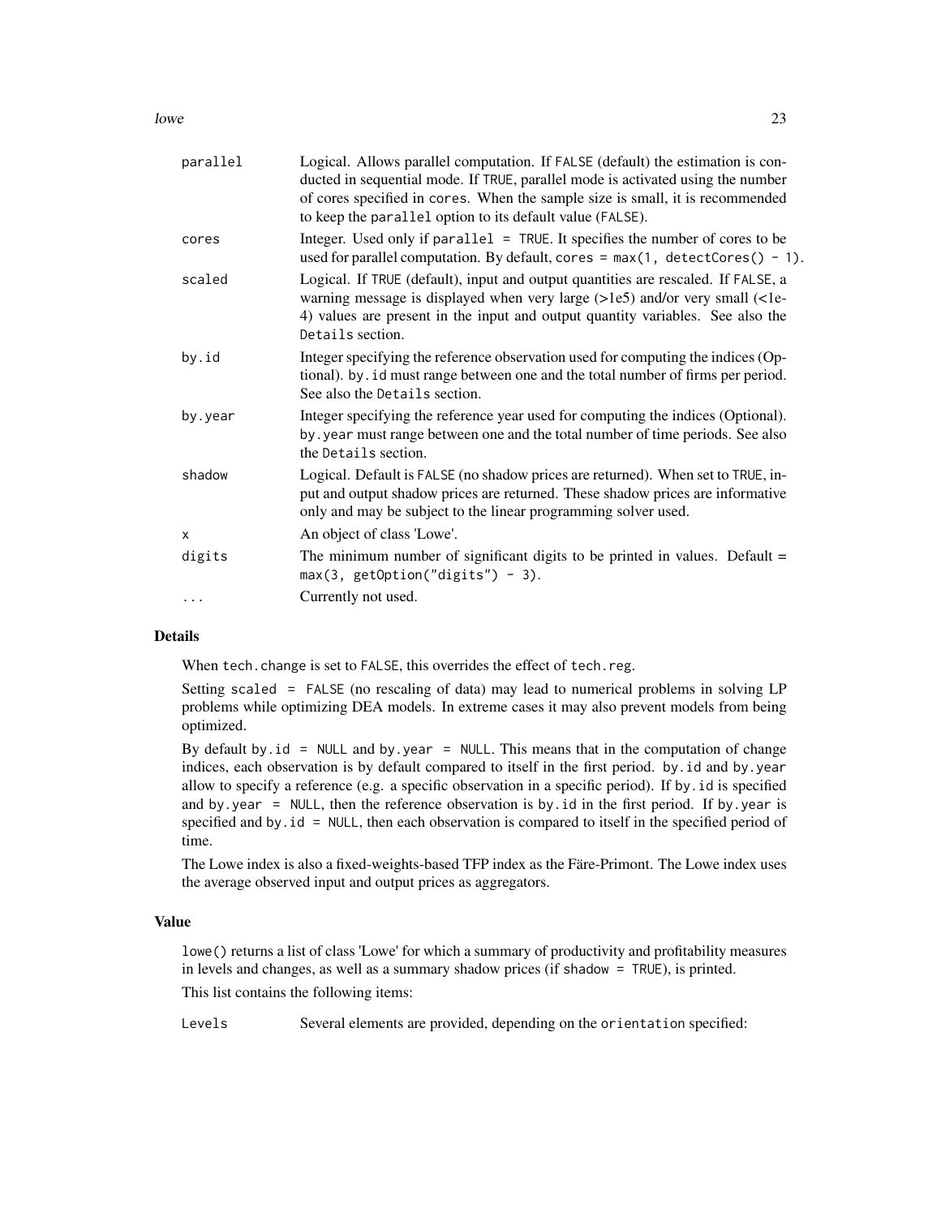| | |
|---|---|
| `parallel` | Logical. Allows parallel computation. If `FALSE` (default) the estimation is conducted in sequential mode. If `TRUE`, parallel mode is activated using the number of cores specified in `cores`. When the sample size is small, it is recommended to keep the `parallel` option to its default value (`FALSE`). |
| `cores` | Integer. Used only if `parallel = TRUE`. It specifies the number of cores to be used for parallel computation. By default, `cores = max(1, detectCores() - 1)`. |
| `scaled` | Logical. If `TRUE` (default), input and output quantities are rescaled. If `FALSE`, a warning message is displayed when very large (>1e5) and/or very small (<1e-4) values are present in the input and output quantity variables. See also the `Details` section. |
| `by.id` | Integer specifying the reference observation used for computing the indices (Optional). `by.id` must range between one and the total number of firms per period. See also the `Details` section. |
| `by.year` | Integer specifying the reference year used for computing the indices (Optional). `by.year` must range between one and the total number of time periods. See also the `Details` section. |
| `shadow` | Logical. Default is `FALSE` (no shadow prices are returned). When set to `TRUE`, input and output shadow prices are returned. These shadow prices are informative only and may be subject to the linear programming solver used. |
| `x` | An object of class 'Lowe'. |
| `digits` | The minimum number of significant digits to be printed in values. Default = `max(3, getOption("digits") - 3)`. |
| `...` | Currently not used. |

## Details

When `tech.change` is set to `FALSE`, this overrides the effect of `tech.reg`.

Setting `scaled = FALSE` (no rescaling of data) may lead to numerical problems in solving LP problems while optimizing DEA models. In extreme cases it may also prevent models from being optimized.

By default `by.id = NULL` and `by.year = NULL`. This means that in the computation of change indices, each observation is by default compared to itself in the first period. `by.id` and `by.year` allow to specify a reference (e.g. a specific observation in a specific period). If `by.id` is specified and `by.year = NULL`, then the reference observation is `by.id` in the first period. If `by.year` is specified and `by.id = NULL`, then each observation is compared to itself in the specified period of time.

The Lowe index is also a fixed-weights-based TFP index as the Färe-Primont. The Lowe index uses the average observed input and output prices as aggregators.

## Value

`lowe()` returns a list of class 'Lowe' for which a summary of productivity and profitability measures in levels and changes, as well as a summary shadow prices (if `shadow = TRUE`), is printed.

This list contains the following items:

`Levels` Several elements are provided, depending on the `orientation` specified: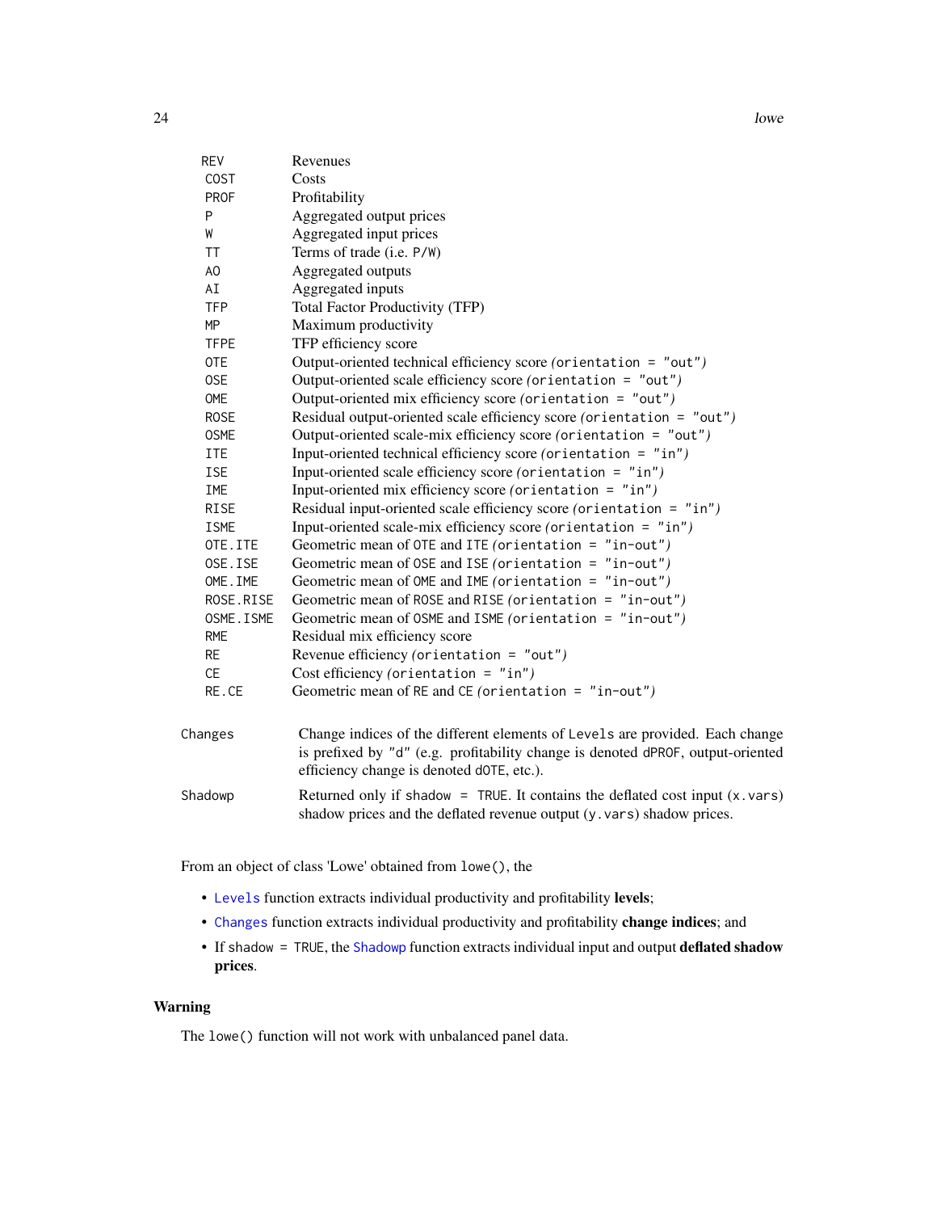| | |
|---|---|
| `REV` | Revenues |
| `COST` | Costs |
| `PROF` | Profitability |
| `P` | Aggregated output prices |
| `W` | Aggregated input prices |
| `TT` | Terms of trade (i.e. `P/W`) |
| `AO` | Aggregated outputs |
| `AI` | Aggregated inputs |
| `TFP` | Total Factor Productivity (TFP) |
| `MP` | Maximum productivity |
| `TFPE` | TFP efficiency score |
| `OTE` | Output-oriented technical efficiency score *(`orientation = "out"`)* |
| `OSE` | Output-oriented scale efficiency score *(`orientation = "out"`)* |
| `OME` | Output-oriented mix efficiency score *(`orientation = "out"`)* |
| `ROSE` | Residual output-oriented scale efficiency score *(`orientation = "out"`)* |
| `OSME` | Output-oriented scale-mix efficiency score *(`orientation = "out"`)* |
| `ITE` | Input-oriented technical efficiency score *(`orientation = "in"`)* |
| `ISE` | Input-oriented scale efficiency score *(`orientation = "in"`)* |
| `IME` | Input-oriented mix efficiency score *(`orientation = "in"`)* |
| `RISE` | Residual input-oriented scale efficiency score *(`orientation = "in"`)* |
| `ISME` | Input-oriented scale-mix efficiency score *(`orientation = "in"`)* |
| `OTE.ITE` | Geometric mean of `OTE` and `ITE` *(`orientation = "in-out"`)* |
| `OSE.ISE` | Geometric mean of `OSE` and `ISE` *(`orientation = "in-out"`)* |
| `OME.IME` | Geometric mean of `OME` and `IME` *(`orientation = "in-out"`)* |
| `ROSE.RISE` | Geometric mean of `ROSE` and `RISE` *(`orientation = "in-out"`)* |
| `OSME.ISME` | Geometric mean of `OSME` and `ISME` *(`orientation = "in-out"`)* |
| `RME` | Residual mix efficiency score |
| `RE` | Revenue efficiency *(`orientation = "out"`)* |
| `CE` | Cost efficiency *(`orientation = "in"`)* |
| `RE.CE` | Geometric mean of `RE` and `CE` *(`orientation = "in-out"`)* |

`Changes` Change indices of the different elements of `Levels` are provided. Each change is prefixed by `"d"` (e.g. profitability change is denoted `dPROF`, output-oriented efficiency change is denoted `dOTE`, etc.).

`Shadowp` Returned only if `shadow = TRUE`. It contains the deflated cost input (`x.vars`) shadow prices and the deflated revenue output (`y.vars`) shadow prices.

From an object of class 'Lowe' obtained from `lowe()`, the

- `Levels` function extracts individual productivity and profitability **levels**;
- `Changes` function extracts individual productivity and profitability **change indices**; and
- If `shadow = TRUE`, the `Shadowp` function extracts individual input and output **deflated shadow prices**.

## Warning

The `lowe()` function will not work with unbalanced panel data.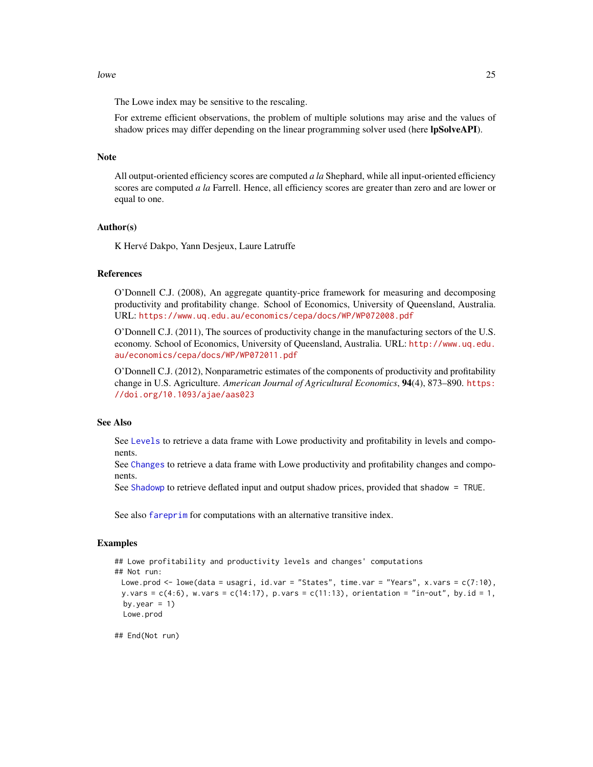The Lowe index may be sensitive to the rescaling.

For extreme efficient observations, the problem of multiple solutions may arise and the values of shadow prices may differ depending on the linear programming solver used (here **lpSolveAPI**).

## Note

All output-oriented efficiency scores are computed *a la* Shephard, while all input-oriented efficiency scores are computed *a la* Farrell. Hence, all efficiency scores are greater than zero and are lower or equal to one.

## Author(s)

K Hervé Dakpo, Yann Desjeux, Laure Latruffe

## References

O'Donnell C.J. (2008), An aggregate quantity-price framework for measuring and decomposing productivity and profitability change. School of Economics, University of Queensland, Australia. URL: https://www.uq.edu.au/economics/cepa/docs/WP/WP072008.pdf

O'Donnell C.J. (2011), The sources of productivity change in the manufacturing sectors of the U.S. economy. School of Economics, University of Queensland, Australia. URL: http://www.uq.edu.au/economics/cepa/docs/WP/WP072011.pdf

O'Donnell C.J. (2012), Nonparametric estimates of the components of productivity and profitability change in U.S. Agriculture. *American Journal of Agricultural Economics*, **94**(4), 873–890. https://doi.org/10.1093/ajae/aas023

## See Also

See `Levels` to retrieve a data frame with Lowe productivity and profitability in levels and components.
See `Changes` to retrieve a data frame with Lowe productivity and profitability changes and components.
See `Shadowp` to retrieve deflated input and output shadow prices, provided that `shadow = TRUE`.

See also `fareprim` for computations with an alternative transitive index.

## Examples

```
## Lowe profitability and productivity levels and changes' computations
## Not run:
  Lowe.prod <- lowe(data = usagri, id.var = "States", time.var = "Years", x.vars = c(7:10),
  y.vars = c(4:6), w.vars = c(14:17), p.vars = c(11:13), orientation = "in-out", by.id = 1,
   by.year = 1)
   Lowe.prod

## End(Not run)
```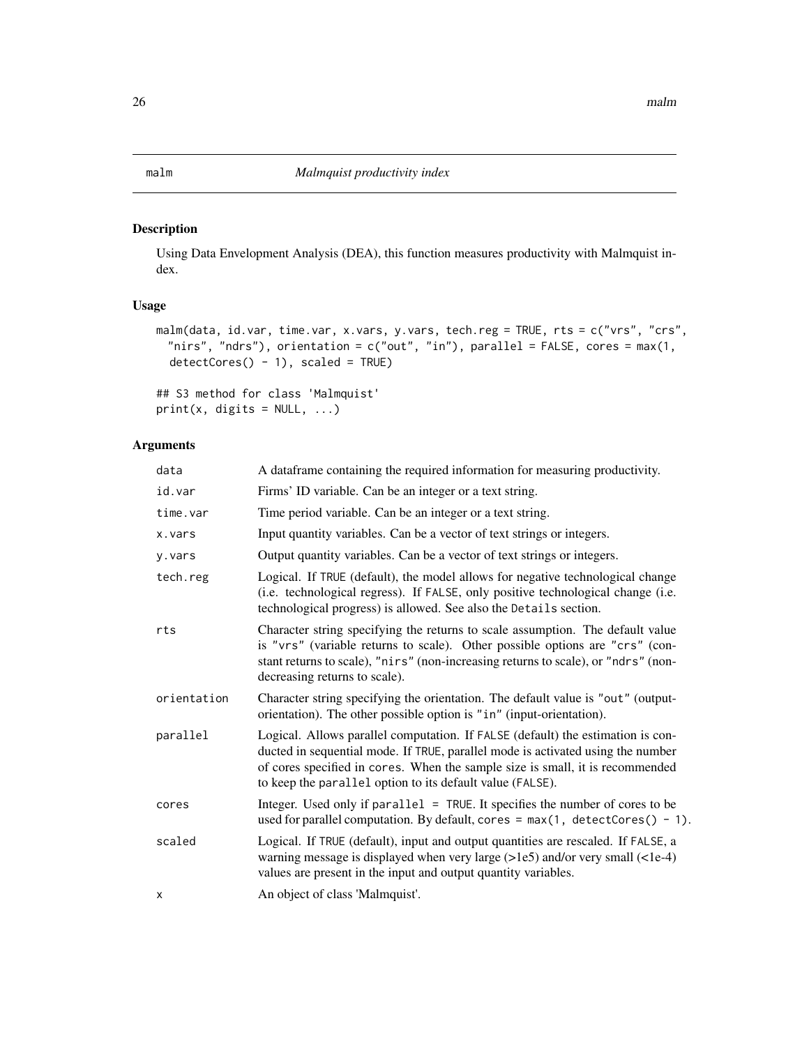## malm — *Malmquist productivity index*

### Description

Using Data Envelopment Analysis (DEA), this function measures productivity with Malmquist index.

### Usage

```
malm(data, id.var, time.var, x.vars, y.vars, tech.reg = TRUE, rts = c("vrs", "crs",
  "nirs", "ndrs"), orientation = c("out", "in"), parallel = FALSE, cores = max(1,
  detectCores() - 1), scaled = TRUE)

## S3 method for class 'Malmquist'
print(x, digits = NULL, ...)
```

### Arguments

| | |
|---|---|
| `data` | A dataframe containing the required information for measuring productivity. |
| `id.var` | Firms' ID variable. Can be an integer or a text string. |
| `time.var` | Time period variable. Can be an integer or a text string. |
| `x.vars` | Input quantity variables. Can be a vector of text strings or integers. |
| `y.vars` | Output quantity variables. Can be a vector of text strings or integers. |
| `tech.reg` | Logical. If `TRUE` (default), the model allows for negative technological change (i.e. technological regress). If `FALSE`, only positive technological change (i.e. technological progress) is allowed. See also the `Details` section. |
| `rts` | Character string specifying the returns to scale assumption. The default value is `"vrs"` (variable returns to scale). Other possible options are `"crs"` (constant returns to scale), `"nirs"` (non-increasing returns to scale), or `"ndrs"` (non-decreasing returns to scale). |
| `orientation` | Character string specifying the orientation. The default value is `"out"` (output-orientation). The other possible option is `"in"` (input-orientation). |
| `parallel` | Logical. Allows parallel computation. If `FALSE` (default) the estimation is conducted in sequential mode. If `TRUE`, parallel mode is activated using the number of cores specified in `cores`. When the sample size is small, it is recommended to keep the `parallel` option to its default value (`FALSE`). |
| `cores` | Integer. Used only if `parallel = TRUE`. It specifies the number of cores to be used for parallel computation. By default, `cores = max(1, detectCores() - 1)`. |
| `scaled` | Logical. If `TRUE` (default), input and output quantities are rescaled. If `FALSE`, a warning message is displayed when very large (>1e5) and/or very small (<1e-4) values are present in the input and output quantity variables. |
| `x` | An object of class 'Malmquist'. |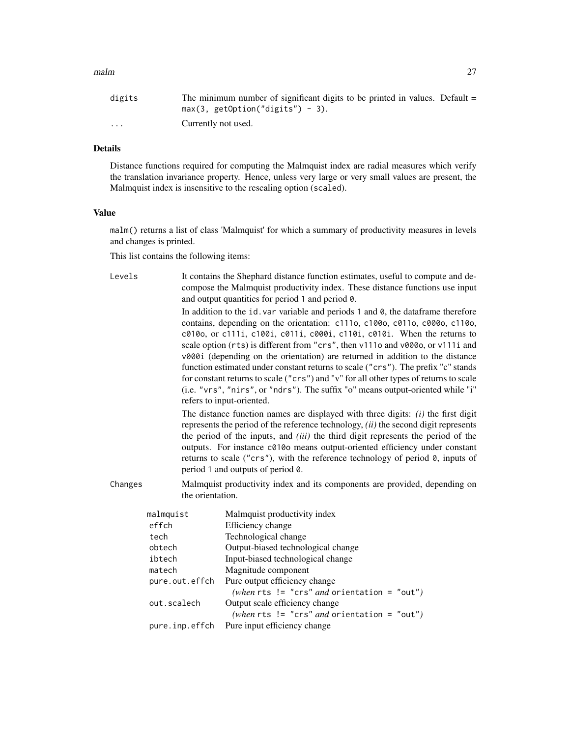| | |
|---|---|
| digits | The minimum number of significant digits to be printed in values. Default = `max(3, getOption("digits") - 3)`. |
| ... | Currently not used. |

## Details

Distance functions required for computing the Malmquist index are radial measures which verify the translation invariance property. Hence, unless very large or very small values are present, the Malmquist index is insensitive to the rescaling option (`scaled`).

## Value

`malm()` returns a list of class 'Malmquist' for which a summary of productivity measures in levels and changes is printed.

This list contains the following items:

**Levels** It contains the Shephard distance function estimates, useful to compute and decompose the Malmquist productivity index. These distance functions use input and output quantities for period `1` and period `0`.

In addition to the `id.var` variable and periods `1` and `0`, the dataframe therefore contains, depending on the orientation: `c111o`, `c100o`, `c011o`, `c000o`, `c110o`, `c010o`, or `c111i`, `c100i`, `c011i`, `c000i`, `c110i`, `c010i`. When the returns to scale option (`rts`) is different from `"crs"`, then `v111o` and `v000o`, or `v111i` and `v000i` (depending on the orientation) are returned in addition to the distance function estimated under constant returns to scale (`"crs"`). The prefix "c" stands for constant returns to scale (`"crs"`) and "v" for all other types of returns to scale (i.e. `"vrs"`, `"nirs"`, or `"ndrs"`). The suffix "o" means output-oriented while "i" refers to input-oriented.

The distance function names are displayed with three digits: *(i)* the first digit represents the period of the reference technology, *(ii)* the second digit represents the period of the inputs, and *(iii)* the third digit represents the period of the outputs. For instance `c010o` means output-oriented efficiency under constant returns to scale (`"crs"`), with the reference technology of period `0`, inputs of period `1` and outputs of period `0`.

**Changes** Malmquist productivity index and its components are provided, depending on the orientation.

| | |
|---|---|
| malmquist | Malmquist productivity index |
| effch | Efficiency change |
| tech | Technological change |
| obtech | Output-biased technological change |
| ibtech | Input-biased technological change |
| matech | Magnitude component |
| pure.out.effch | Pure output efficiency change *(when* `rts != "crs"` *and* `orientation = "out"`*)* |
| out.scalech | Output scale efficiency change *(when* `rts != "crs"` *and* `orientation = "out"`*)* |
| pure.inp.effch | Pure input efficiency change |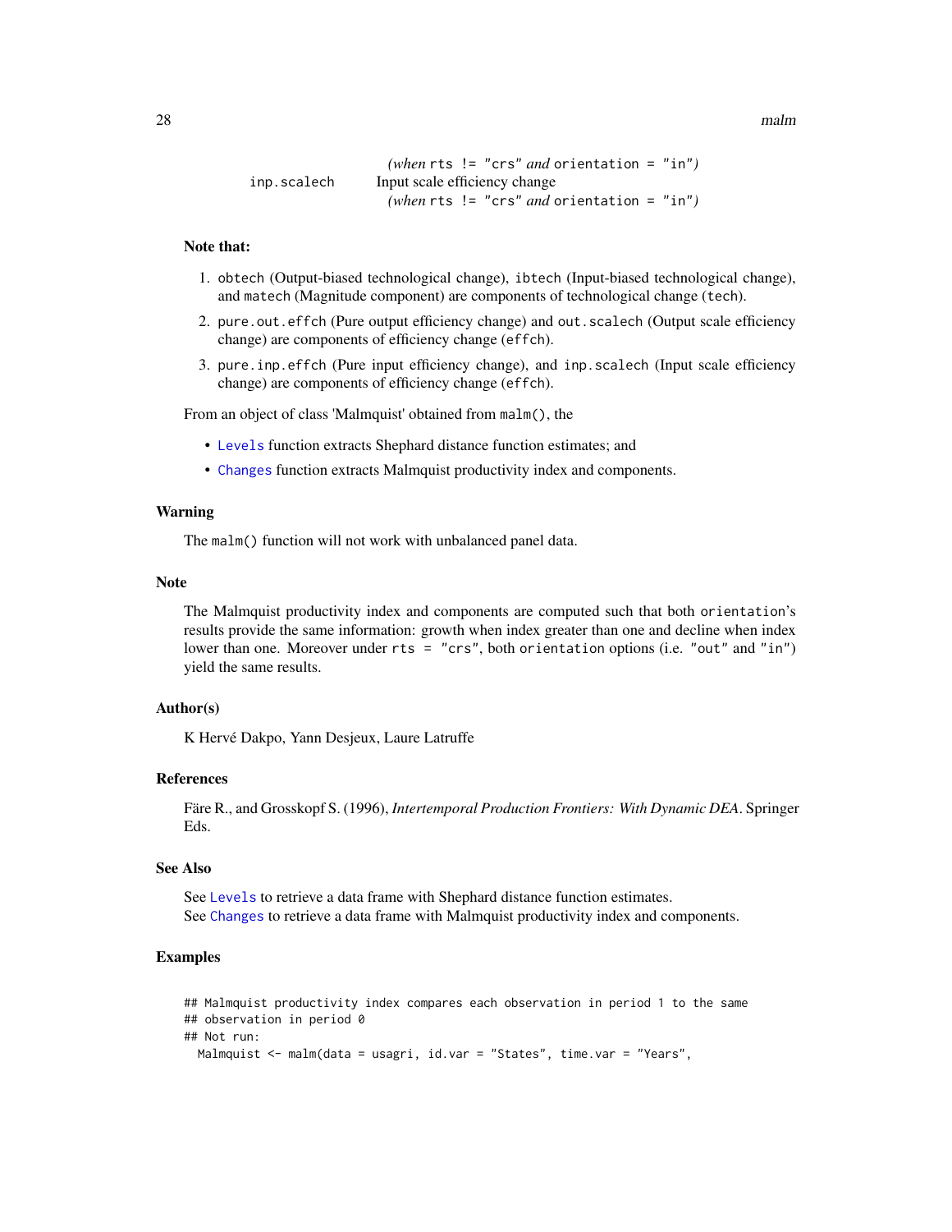(*when* `rts != "crs"` *and* `orientation = "in"`)

`inp.scalech` Input scale efficiency change
(*when* `rts != "crs"` *and* `orientation = "in"`)

**Note that:**

1. `obtech` (Output-biased technological change), `ibtech` (Input-biased technological change), and `matech` (Magnitude component) are components of technological change (`tech`).
2. `pure.out.effch` (Pure output efficiency change) and `out.scalech` (Output scale efficiency change) are components of efficiency change (`effch`).
3. `pure.inp.effch` (Pure input efficiency change), and `inp.scalech` (Input scale efficiency change) are components of efficiency change (`effch`).

From an object of class 'Malmquist' obtained from `malm()`, the

- `Levels` function extracts Shephard distance function estimates; and
- `Changes` function extracts Malmquist productivity index and components.

### Warning

The `malm()` function will not work with unbalanced panel data.

### Note

The Malmquist productivity index and components are computed such that both `orientation`'s results provide the same information: growth when index greater than one and decline when index lower than one. Moreover under `rts = "crs"`, both `orientation` options (i.e. `"out"` and `"in"`) yield the same results.

### Author(s)

K Hervé Dakpo, Yann Desjeux, Laure Latruffe

### References

Färe R., and Grosskopf S. (1996), *Intertemporal Production Frontiers: With Dynamic DEA*. Springer Eds.

### See Also

See `Levels` to retrieve a data frame with Shephard distance function estimates.
See `Changes` to retrieve a data frame with Malmquist productivity index and components.

### Examples

```
## Malmquist productivity index compares each observation in period 1 to the same
## observation in period 0
## Not run:
  Malmquist <- malm(data = usagri, id.var = "States", time.var = "Years",
```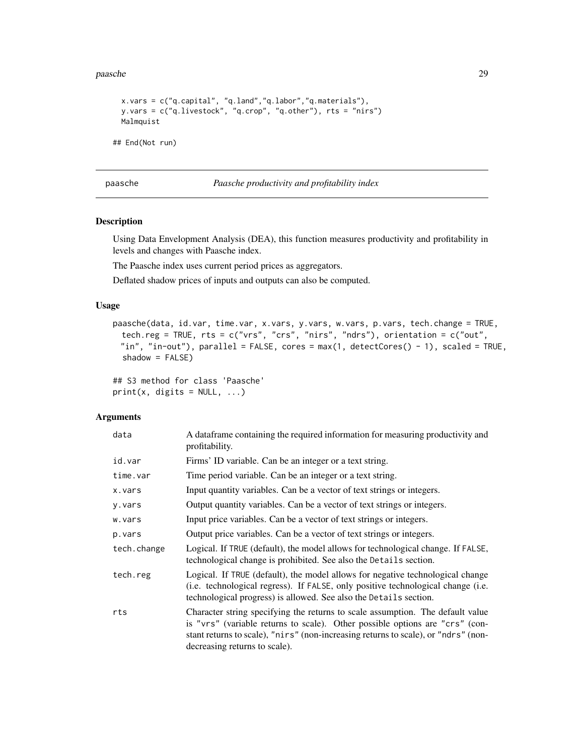```
  x.vars = c("q.capital", "q.land","q.labor","q.materials"),
  y.vars = c("q.livestock", "q.crop", "q.other"), rts = "nirs")
  Malmquist

## End(Not run)
```

---

## paasche — *Paasche productivity and profitability index*

---

### Description

Using Data Envelopment Analysis (DEA), this function measures productivity and profitability in levels and changes with Paasche index.

The Paasche index uses current period prices as aggregators.

Deflated shadow prices of inputs and outputs can also be computed.

### Usage

```
paasche(data, id.var, time.var, x.vars, y.vars, w.vars, p.vars, tech.change = TRUE,
  tech.reg = TRUE, rts = c("vrs", "crs", "nirs", "ndrs"), orientation = c("out",
  "in", "in-out"), parallel = FALSE, cores = max(1, detectCores() - 1), scaled = TRUE,
  shadow = FALSE)

## S3 method for class 'Paasche'
print(x, digits = NULL, ...)
```

### Arguments

| | |
|---|---|
| data | A dataframe containing the required information for measuring productivity and profitability. |
| id.var | Firms' ID variable. Can be an integer or a text string. |
| time.var | Time period variable. Can be an integer or a text string. |
| x.vars | Input quantity variables. Can be a vector of text strings or integers. |
| y.vars | Output quantity variables. Can be a vector of text strings or integers. |
| w.vars | Input price variables. Can be a vector of text strings or integers. |
| p.vars | Output price variables. Can be a vector of text strings or integers. |
| tech.change | Logical. If TRUE (default), the model allows for technological change. If FALSE, technological change is prohibited. See also the Details section. |
| tech.reg | Logical. If TRUE (default), the model allows for negative technological change (i.e. technological regress). If FALSE, only positive technological change (i.e. technological progress) is allowed. See also the Details section. |
| rts | Character string specifying the returns to scale assumption. The default value is "vrs" (variable returns to scale). Other possible options are "crs" (constant returns to scale), "nirs" (non-increasing returns to scale), or "ndrs" (non-decreasing returns to scale). |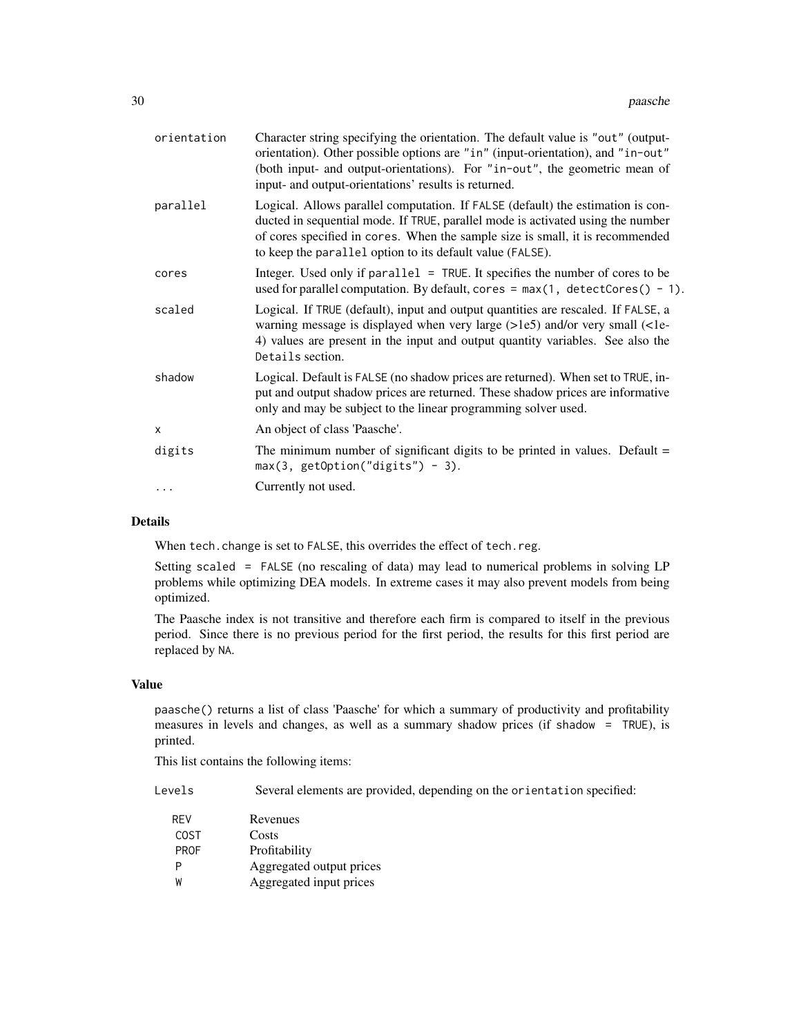| | |
|---|---|
| `orientation` | Character string specifying the orientation. The default value is `"out"` (output-orientation). Other possible options are `"in"` (input-orientation), and `"in-out"` (both input- and output-orientations). For `"in-out"`, the geometric mean of input- and output-orientations' results is returned. |
| `parallel` | Logical. Allows parallel computation. If `FALSE` (default) the estimation is conducted in sequential mode. If `TRUE`, parallel mode is activated using the number of cores specified in `cores`. When the sample size is small, it is recommended to keep the `parallel` option to its default value (`FALSE`). |
| `cores` | Integer. Used only if `parallel = TRUE`. It specifies the number of cores to be used for parallel computation. By default, `cores = max(1, detectCores() - 1)`. |
| `scaled` | Logical. If `TRUE` (default), input and output quantities are rescaled. If `FALSE`, a warning message is displayed when very large (>1e5) and/or very small (<1e-4) values are present in the input and output quantity variables. See also the `Details` section. |
| `shadow` | Logical. Default is `FALSE` (no shadow prices are returned). When set to `TRUE`, input and output shadow prices are returned. These shadow prices are informative only and may be subject to the linear programming solver used. |
| `x` | An object of class 'Paasche'. |
| `digits` | The minimum number of significant digits to be printed in values. Default = `max(3, getOption("digits") - 3)`. |
| `...` | Currently not used. |

## Details

When `tech.change` is set to `FALSE`, this overrides the effect of `tech.reg`.

Setting `scaled = FALSE` (no rescaling of data) may lead to numerical problems in solving LP problems while optimizing DEA models. In extreme cases it may also prevent models from being optimized.

The Paasche index is not transitive and therefore each firm is compared to itself in the previous period. Since there is no previous period for the first period, the results for this first period are replaced by `NA`.

## Value

`paasche()` returns a list of class 'Paasche' for which a summary of productivity and profitability measures in levels and changes, as well as a summary shadow prices (if `shadow = TRUE`), is printed.

This list contains the following items:

`Levels` Several elements are provided, depending on the `orientation` specified:

| | |
|---|---|
| `REV` | Revenues |
| `COST` | Costs |
| `PROF` | Profitability |
| `P` | Aggregated output prices |
| `W` | Aggregated input prices |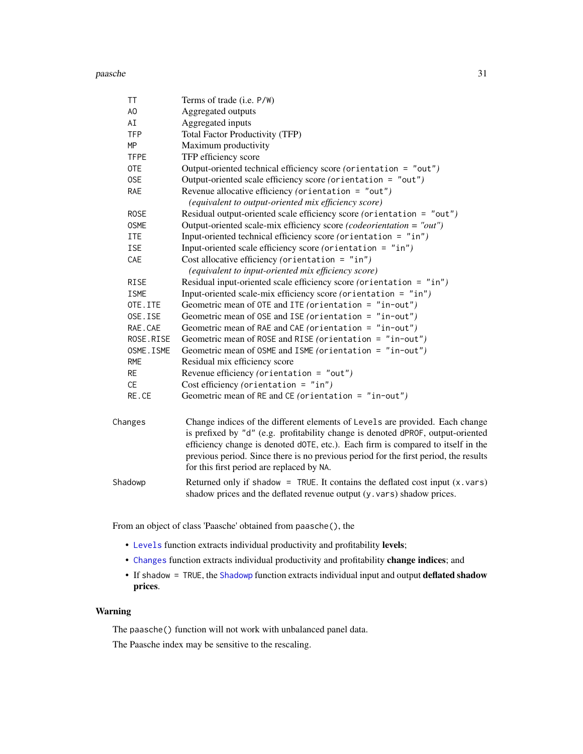| | |
|---|---|
| `TT` | Terms of trade (i.e. `P/W`) |
| `AO` | Aggregated outputs |
| `AI` | Aggregated inputs |
| `TFP` | Total Factor Productivity (TFP) |
| `MP` | Maximum productivity |
| `TFPE` | TFP efficiency score |
| `OTE` | Output-oriented technical efficiency score *(*`orientation = "out"`*)* |
| `OSE` | Output-oriented scale efficiency score *(*`orientation = "out"`*)* |
| `RAE` | Revenue allocative efficiency *(*`orientation = "out"`*)* *(equivalent to output-oriented mix efficiency score)* |
| `ROSE` | Residual output-oriented scale efficiency score *(*`orientation = "out"`*)* |
| `OSME` | Output-oriented scale-mix efficiency score *(codeorientation = "out")* |
| `ITE` | Input-oriented technical efficiency score *(*`orientation = "in"`*)* |
| `ISE` | Input-oriented scale efficiency score *(*`orientation = "in"`*)* |
| `CAE` | Cost allocative efficiency *(*`orientation = "in"`*)* *(equivalent to input-oriented mix efficiency score)* |
| `RISE` | Residual input-oriented scale efficiency score *(*`orientation = "in"`*)* |
| `ISME` | Input-oriented scale-mix efficiency score *(*`orientation = "in"`*)* |
| `OTE.ITE` | Geometric mean of `OTE` and `ITE` *(*`orientation = "in-out"`*)* |
| `OSE.ISE` | Geometric mean of `OSE` and `ISE` *(*`orientation = "in-out"`*)* |
| `RAE.CAE` | Geometric mean of `RAE` and `CAE` *(*`orientation = "in-out"`*)* |
| `ROSE.RISE` | Geometric mean of `ROSE` and `RISE` *(*`orientation = "in-out"`*)* |
| `OSME.ISME` | Geometric mean of `OSME` and `ISME` *(*`orientation = "in-out"`*)* |
| `RME` | Residual mix efficiency score |
| `RE` | Revenue efficiency *(*`orientation = "out"`*)* |
| `CE` | Cost efficiency *(*`orientation = "in"`*)* |
| `RE.CE` | Geometric mean of `RE` and `CE` *(*`orientation = "in-out"`*)* |

`Changes` Change indices of the different elements of `Levels` are provided. Each change is prefixed by `"d"` (e.g. profitability change is denoted `dPROF`, output-oriented efficiency change is denoted `dOTE`, etc.). Each firm is compared to itself in the previous period. Since there is no previous period for the first period, the results for this first period are replaced by `NA`.

`Shadowp` Returned only if `shadow = TRUE`. It contains the deflated cost input (`x.vars`) shadow prices and the deflated revenue output (`y.vars`) shadow prices.

From an object of class 'Paasche' obtained from `paasche()`, the

- `Levels` function extracts individual productivity and profitability **levels**;
- `Changes` function extracts individual productivity and profitability **change indices**; and
- If `shadow = TRUE`, the `Shadowp` function extracts individual input and output **deflated shadow prices**.

## Warning

The `paasche()` function will not work with unbalanced panel data.

The Paasche index may be sensitive to the rescaling.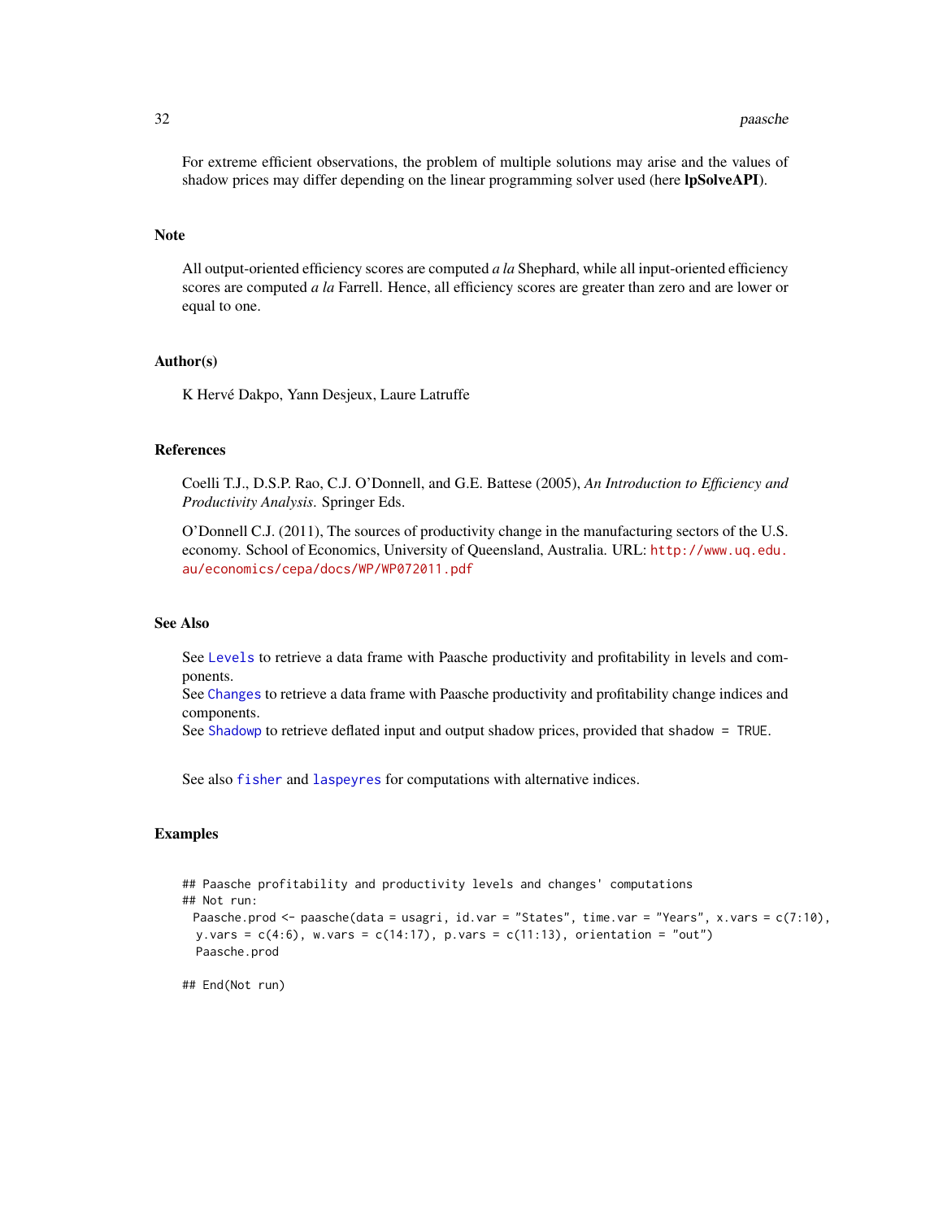For extreme efficient observations, the problem of multiple solutions may arise and the values of shadow prices may differ depending on the linear programming solver used (here **lpSolveAPI**).

## Note

All output-oriented efficiency scores are computed *a la* Shephard, while all input-oriented efficiency scores are computed *a la* Farrell. Hence, all efficiency scores are greater than zero and are lower or equal to one.

## Author(s)

K Hervé Dakpo, Yann Desjeux, Laure Latruffe

## References

Coelli T.J., D.S.P. Rao, C.J. O'Donnell, and G.E. Battese (2005), *An Introduction to Efficiency and Productivity Analysis.* Springer Eds.

O'Donnell C.J. (2011), The sources of productivity change in the manufacturing sectors of the U.S. economy. School of Economics, University of Queensland, Australia. URL: http://www.uq.edu.au/economics/cepa/docs/WP/WP072011.pdf

## See Also

See `Levels` to retrieve a data frame with Paasche productivity and profitability in levels and components.
See `Changes` to retrieve a data frame with Paasche productivity and profitability change indices and components.
See `Shadowp` to retrieve deflated input and output shadow prices, provided that `shadow = TRUE`.

See also `fisher` and `laspeyres` for computations with alternative indices.

## Examples

```
## Paasche profitability and productivity levels and changes' computations
## Not run:
  Paasche.prod <- paasche(data = usagri, id.var = "States", time.var = "Years", x.vars = c(7:10),
   y.vars = c(4:6), w.vars = c(14:17), p.vars = c(11:13), orientation = "out")
   Paasche.prod

## End(Not run)
```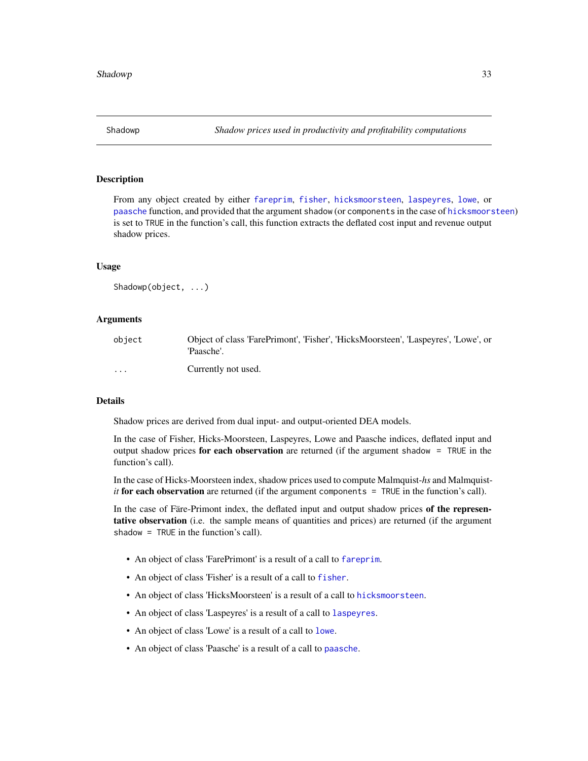## Shadowp — *Shadow prices used in productivity and profitability computations*

### Description

From any object created by either `fareprim`, `fisher`, `hicksmoorsteen`, `laspeyres`, `lowe`, or `paasche` function, and provided that the argument `shadow` (or `components` in the case of `hicksmoorsteen`) is set to `TRUE` in the function's call, this function extracts the deflated cost input and revenue output shadow prices.

### Usage

```
Shadowp(object, ...)
```

### Arguments

| | |
|---|---|
| `object` | Object of class 'FarePrimont', 'Fisher', 'HicksMoorsteen', 'Laspeyres', 'Lowe', or 'Paasche'. |
| `...` | Currently not used. |

### Details

Shadow prices are derived from dual input- and output-oriented DEA models.

In the case of Fisher, Hicks-Moorsteen, Laspeyres, Lowe and Paasche indices, deflated input and output shadow prices **for each observation** are returned (if the argument `shadow = TRUE` in the function's call).

In the case of Hicks-Moorsteen index, shadow prices used to compute Malmquist-*hs* and Malmquist-*it* **for each observation** are returned (if the argument `components = TRUE` in the function's call).

In the case of Färe-Primont index, the deflated input and output shadow prices **of the representative observation** (i.e. the sample means of quantities and prices) are returned (if the argument `shadow = TRUE` in the function's call).

- An object of class 'FarePrimont' is a result of a call to `fareprim`.
- An object of class 'Fisher' is a result of a call to `fisher`.
- An object of class 'HicksMoorsteen' is a result of a call to `hicksmoorsteen`.
- An object of class 'Laspeyres' is a result of a call to `laspeyres`.
- An object of class 'Lowe' is a result of a call to `lowe`.
- An object of class 'Paasche' is a result of a call to `paasche`.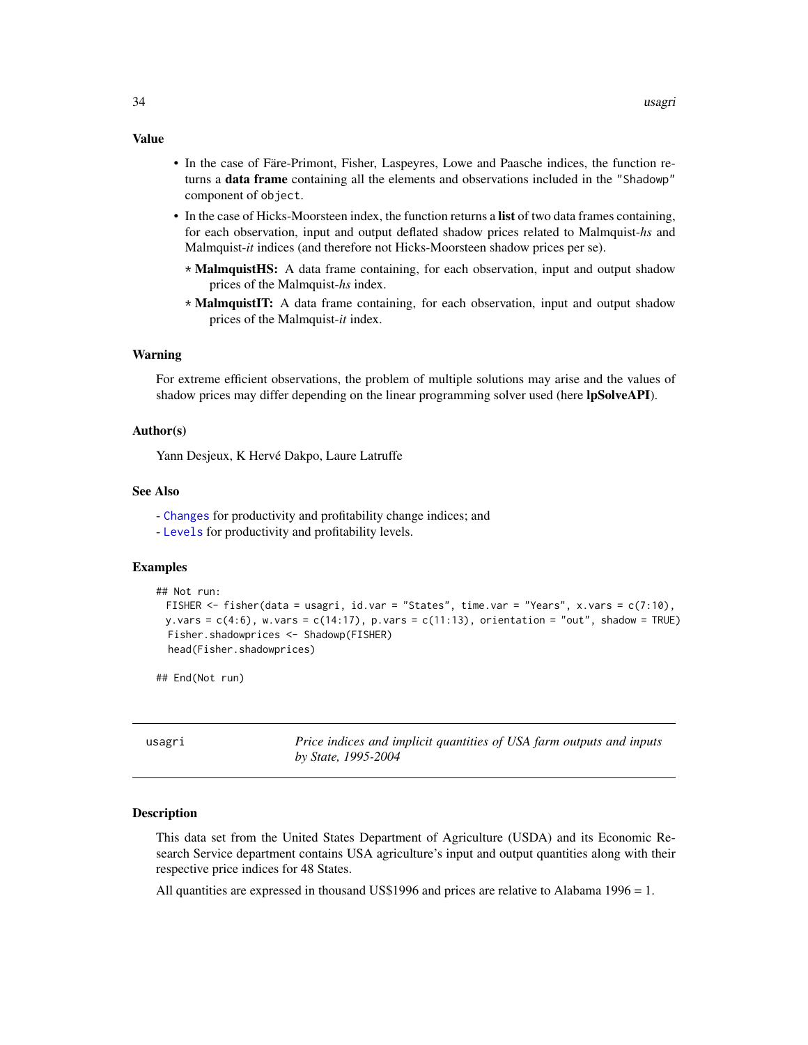### Value

- In the case of Färe-Primont, Fisher, Laspeyres, Lowe and Paasche indices, the function returns a **data frame** containing all the elements and observations included in the "Shadowp" component of object.
- In the case of Hicks-Moorsteen index, the function returns a **list** of two data frames containing, for each observation, input and output deflated shadow prices related to Malmquist-*hs* and Malmquist-*it* indices (and therefore not Hicks-Moorsteen shadow prices per se).
  - **MalmquistHS:** A data frame containing, for each observation, input and output shadow prices of the Malmquist-*hs* index.
  - **MalmquistIT:** A data frame containing, for each observation, input and output shadow prices of the Malmquist-*it* index.

### Warning

For extreme efficient observations, the problem of multiple solutions may arise and the values of shadow prices may differ depending on the linear programming solver used (here **lpSolveAPI**).

### Author(s)

Yann Desjeux, K Hervé Dakpo, Laure Latruffe

### See Also

- Changes for productivity and profitability change indices; and
- Levels for productivity and profitability levels.

### Examples

```
## Not run:
  FISHER <- fisher(data = usagri, id.var = "States", time.var = "Years", x.vars = c(7:10),
  y.vars = c(4:6), w.vars = c(14:17), p.vars = c(11:13), orientation = "out", shadow = TRUE)
  Fisher.shadowprices <- Shadowp(FISHER)
  head(Fisher.shadowprices)

## End(Not run)
```

---

## usagri — *Price indices and implicit quantities of USA farm outputs and inputs by State, 1995-2004*

### Description

This data set from the United States Department of Agriculture (USDA) and its Economic Research Service department contains USA agriculture's input and output quantities along with their respective price indices for 48 States.

All quantities are expressed in thousand US$1996 and prices are relative to Alabama 1996 = 1.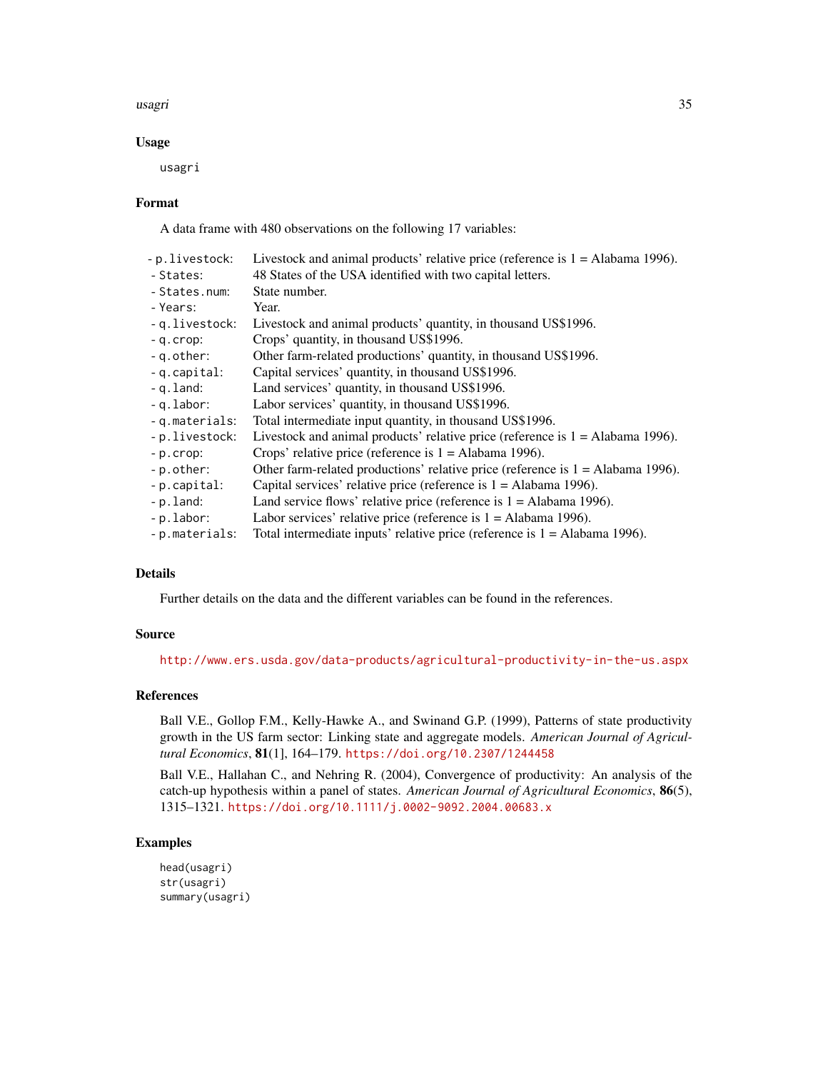## Usage

```
usagri
```

## Format

A data frame with 480 observations on the following 17 variables:

- p.livestock: Livestock and animal products' relative price (reference is 1 = Alabama 1996).
- States: 48 States of the USA identified with two capital letters.
- States.num: State number.
- Years: Year.
- q.livestock: Livestock and animal products' quantity, in thousand US$1996.
- q.crop: Crops' quantity, in thousand US$1996.
- q.other: Other farm-related productions' quantity, in thousand US$1996.
- q.capital: Capital services' quantity, in thousand US$1996.
- q.land: Land services' quantity, in thousand US$1996.
- q.labor: Labor services' quantity, in thousand US$1996.
- q.materials: Total intermediate input quantity, in thousand US$1996.
- p.livestock: Livestock and animal products' relative price (reference is 1 = Alabama 1996).
- p.crop: Crops' relative price (reference is 1 = Alabama 1996).
- p.other: Other farm-related productions' relative price (reference is 1 = Alabama 1996).
- p.capital: Capital services' relative price (reference is 1 = Alabama 1996).
- p.land: Land service flows' relative price (reference is 1 = Alabama 1996).
- p.labor: Labor services' relative price (reference is 1 = Alabama 1996).
- p.materials: Total intermediate inputs' relative price (reference is 1 = Alabama 1996).

## Details

Further details on the data and the different variables can be found in the references.

## Source

http://www.ers.usda.gov/data-products/agricultural-productivity-in-the-us.aspx

## References

Ball V.E., Gollop F.M., Kelly-Hawke A., and Swinand G.P. (1999), Patterns of state productivity growth in the US farm sector: Linking state and aggregate models. *American Journal of Agricultural Economics*, **81**(1], 164–179. https://doi.org/10.2307/1244458

Ball V.E., Hallahan C., and Nehring R. (2004), Convergence of productivity: An analysis of the catch-up hypothesis within a panel of states. *American Journal of Agricultural Economics*, **86**(5), 1315–1321. https://doi.org/10.1111/j.0002-9092.2004.00683.x

## Examples

```
head(usagri)
str(usagri)
summary(usagri)
```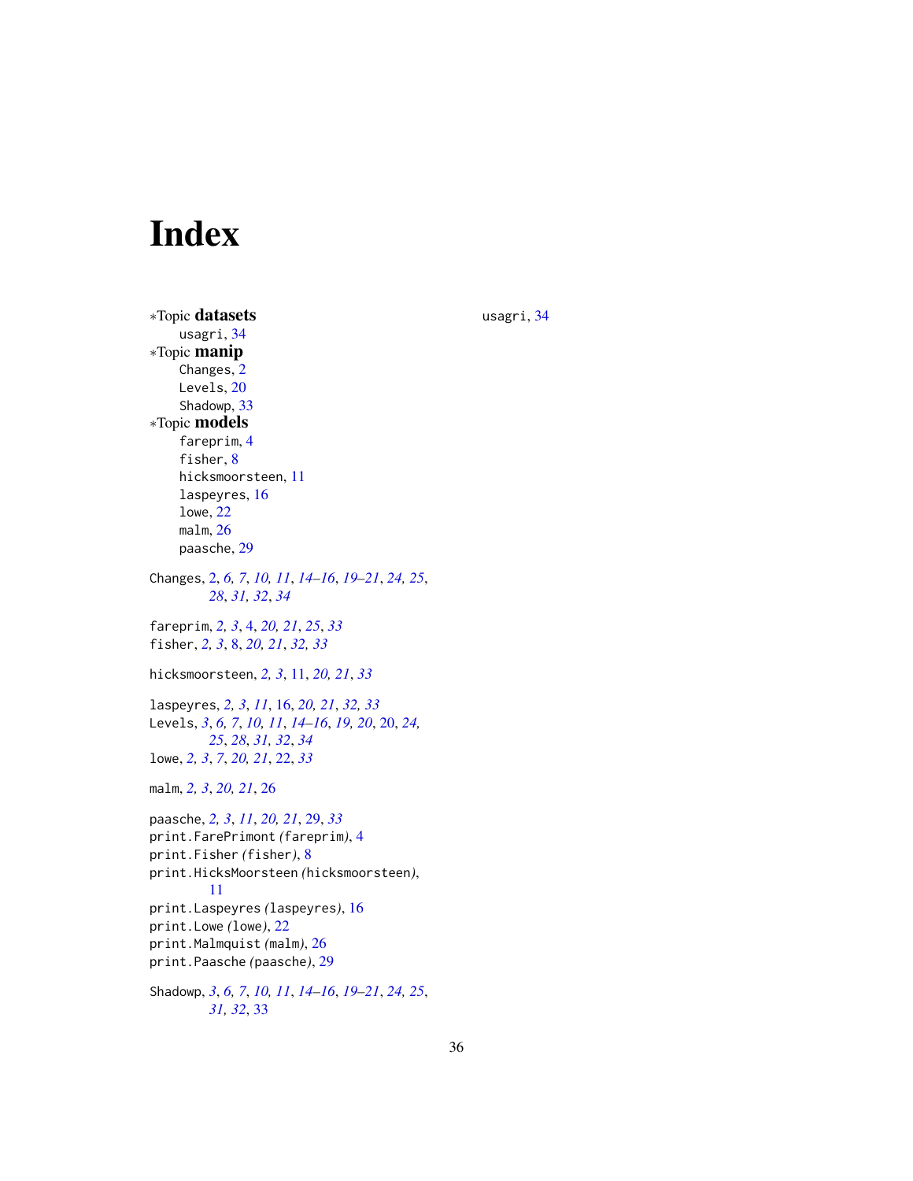# Index

∗Topic **datasets**
- usagri, 34

∗Topic **manip**
- Changes, 2
- Levels, 20
- Shadowp, 33

∗Topic **models**
- fareprim, 4
- fisher, 8
- hicksmoorsteen, 11
- laspeyres, 16
- lowe, 22
- malm, 26
- paasche, 29

Changes, 2, *6, 7*, *10, 11*, *14–16*, *19–21*, *24, 25*, *28*, *31, 32*, *34*

fareprim, *2, 3*, 4, *20, 21*, *25*, *33*
fisher, *2, 3*, 8, *20, 21*, *32, 33*

hicksmoorsteen, *2, 3*, 11, *20, 21*, *33*

laspeyres, *2, 3*, *11*, 16, *20, 21*, *32, 33*
Levels, *3*, *6, 7*, *10, 11*, *14–16*, *19, 20*, 20, *24, 25*, *28*, *31, 32*, *34*
lowe, *2, 3*, *7*, *20, 21*, 22, *33*

malm, *2, 3*, *20, 21*, 26

paasche, *2, 3*, *11*, *20, 21*, 29, *33*
print.FarePrimont *(fareprim)*, 4
print.Fisher *(fisher)*, 8
print.HicksMoorsteen *(hicksmoorsteen)*, 11
print.Laspeyres *(laspeyres)*, 16
print.Lowe *(lowe)*, 22
print.Malmquist *(malm)*, 26
print.Paasche *(paasche)*, 29

Shadowp, *3*, *6, 7*, *10, 11*, *14–16*, *19–21*, *24, 25*, *31, 32*, 33

usagri, 34